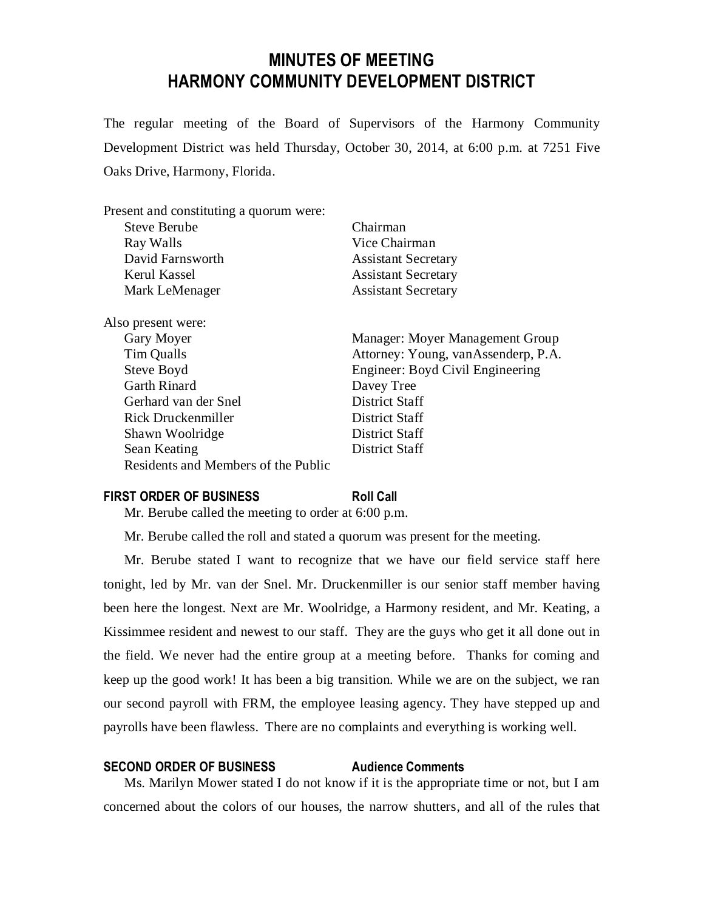# MINUTES OF MEETING
# HARMONY COMMUNITY DEVELOPMENT DISTRICT

The regular meeting of the Board of Supervisors of the Harmony Community Development District was held Thursday, October 30, 2014, at 6:00 p.m. at 7251 Five Oaks Drive, Harmony, Florida.

Present and constituting a quorum were:

| | |
|---|---|
| Steve Berube | Chairman |
| Ray Walls | Vice Chairman |
| David Farnsworth | Assistant Secretary |
| Kerul Kassel | Assistant Secretary |
| Mark LeMenager | Assistant Secretary |

Also present were:

| | |
|---|---|
| Gary Moyer | Manager: Moyer Management Group |
| Tim Qualls | Attorney: Young, vanAssenderp, P.A. |
| Steve Boyd | Engineer: Boyd Civil Engineering |
| Garth Rinard | Davey Tree |
| Gerhard van der Snel | District Staff |
| Rick Druckenmiller | District Staff |
| Shawn Woolridge | District Staff |
| Sean Keating | District Staff |
| Residents and Members of the Public | |

**FIRST ORDER OF BUSINESS** **Roll Call**

Mr. Berube called the meeting to order at 6:00 p.m.

Mr. Berube called the roll and stated a quorum was present for the meeting.

Mr. Berube stated I want to recognize that we have our field service staff here tonight, led by Mr. van der Snel. Mr. Druckenmiller is our senior staff member having been here the longest. Next are Mr. Woolridge, a Harmony resident, and Mr. Keating, a Kissimmee resident and newest to our staff. They are the guys who get it all done out in the field. We never had the entire group at a meeting before. Thanks for coming and keep up the good work! It has been a big transition. While we are on the subject, we ran our second payroll with FRM, the employee leasing agency. They have stepped up and payrolls have been flawless. There are no complaints and everything is working well.

**SECOND ORDER OF BUSINESS** **Audience Comments**

Ms. Marilyn Mower stated I do not know if it is the appropriate time or not, but I am concerned about the colors of our houses, the narrow shutters, and all of the rules that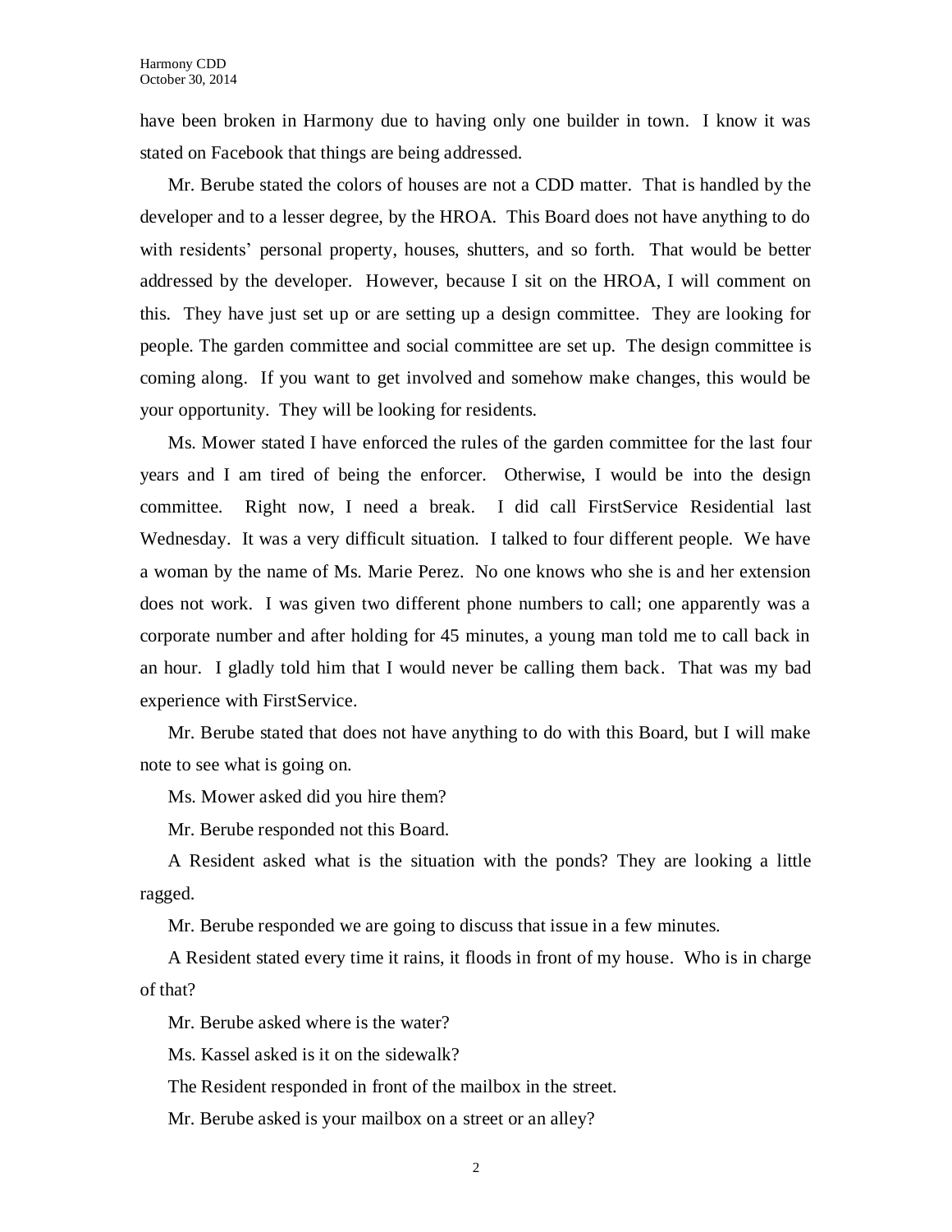have been broken in Harmony due to having only one builder in town. I know it was stated on Facebook that things are being addressed.

Mr. Berube stated the colors of houses are not a CDD matter. That is handled by the developer and to a lesser degree, by the HROA. This Board does not have anything to do with residents' personal property, houses, shutters, and so forth. That would be better addressed by the developer. However, because I sit on the HROA, I will comment on this. They have just set up or are setting up a design committee. They are looking for people. The garden committee and social committee are set up. The design committee is coming along. If you want to get involved and somehow make changes, this would be your opportunity. They will be looking for residents.

Ms. Mower stated I have enforced the rules of the garden committee for the last four years and I am tired of being the enforcer. Otherwise, I would be into the design committee. Right now, I need a break. I did call FirstService Residential last Wednesday. It was a very difficult situation. I talked to four different people. We have a woman by the name of Ms. Marie Perez. No one knows who she is and her extension does not work. I was given two different phone numbers to call; one apparently was a corporate number and after holding for 45 minutes, a young man told me to call back in an hour. I gladly told him that I would never be calling them back. That was my bad experience with FirstService.

Mr. Berube stated that does not have anything to do with this Board, but I will make note to see what is going on.

Ms. Mower asked did you hire them?

Mr. Berube responded not this Board.

A Resident asked what is the situation with the ponds? They are looking a little ragged.

Mr. Berube responded we are going to discuss that issue in a few minutes.

A Resident stated every time it rains, it floods in front of my house. Who is in charge of that?

Mr. Berube asked where is the water?

Ms. Kassel asked is it on the sidewalk?

The Resident responded in front of the mailbox in the street.

Mr. Berube asked is your mailbox on a street or an alley?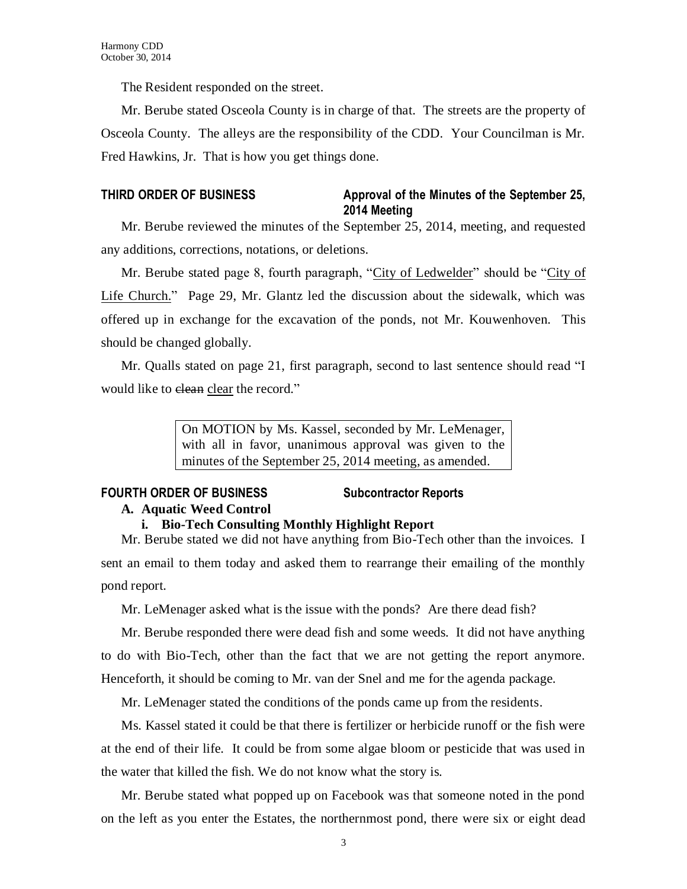The Resident responded on the street.

Mr. Berube stated Osceola County is in charge of that. The streets are the property of Osceola County. The alleys are the responsibility of the CDD. Your Councilman is Mr. Fred Hawkins, Jr. That is how you get things done.

## THIRD ORDER OF BUSINESS — Approval of the Minutes of the September 25, 2014 Meeting

Mr. Berube reviewed the minutes of the September 25, 2014, meeting, and requested any additions, corrections, notations, or deletions.

Mr. Berube stated page 8, fourth paragraph, "City of Ledwelder" should be "City of Life Church." Page 29, Mr. Glantz led the discussion about the sidewalk, which was offered up in exchange for the excavation of the ponds, not Mr. Kouwenhoven. This should be changed globally.

Mr. Qualls stated on page 21, first paragraph, second to last sentence should read "I would like to ~~clean~~ clear the record."

> On MOTION by Ms. Kassel, seconded by Mr. LeMenager, with all in favor, unanimous approval was given to the minutes of the September 25, 2014 meeting, as amended.

## FOURTH ORDER OF BUSINESS — Subcontractor Reports

**A. Aquatic Weed Control**

**i. Bio-Tech Consulting Monthly Highlight Report**

Mr. Berube stated we did not have anything from Bio-Tech other than the invoices. I sent an email to them today and asked them to rearrange their emailing of the monthly pond report.

Mr. LeMenager asked what is the issue with the ponds? Are there dead fish?

Mr. Berube responded there were dead fish and some weeds. It did not have anything to do with Bio-Tech, other than the fact that we are not getting the report anymore. Henceforth, it should be coming to Mr. van der Snel and me for the agenda package.

Mr. LeMenager stated the conditions of the ponds came up from the residents.

Ms. Kassel stated it could be that there is fertilizer or herbicide runoff or the fish were at the end of their life. It could be from some algae bloom or pesticide that was used in the water that killed the fish. We do not know what the story is.

Mr. Berube stated what popped up on Facebook was that someone noted in the pond on the left as you enter the Estates, the northernmost pond, there were six or eight dead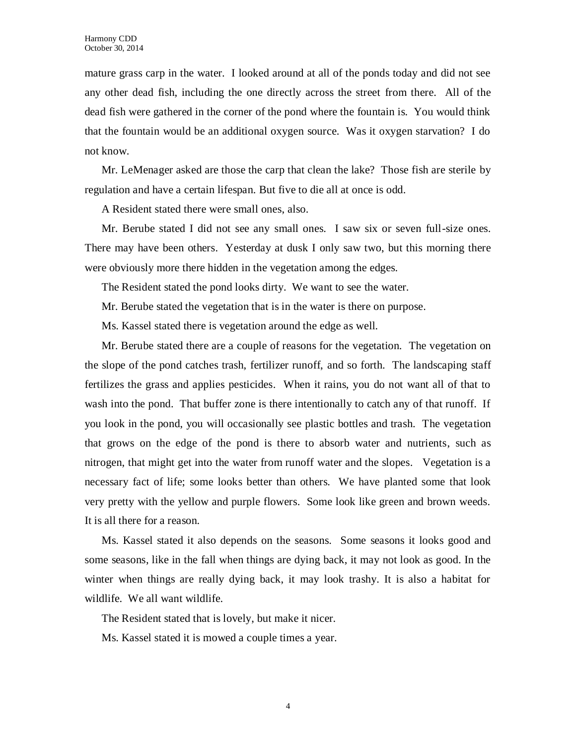mature grass carp in the water. I looked around at all of the ponds today and did not see any other dead fish, including the one directly across the street from there. All of the dead fish were gathered in the corner of the pond where the fountain is. You would think that the fountain would be an additional oxygen source. Was it oxygen starvation? I do not know.

Mr. LeMenager asked are those the carp that clean the lake? Those fish are sterile by regulation and have a certain lifespan. But five to die all at once is odd.

A Resident stated there were small ones, also.

Mr. Berube stated I did not see any small ones. I saw six or seven full-size ones. There may have been others. Yesterday at dusk I only saw two, but this morning there were obviously more there hidden in the vegetation among the edges.

The Resident stated the pond looks dirty. We want to see the water.

Mr. Berube stated the vegetation that is in the water is there on purpose.

Ms. Kassel stated there is vegetation around the edge as well.

Mr. Berube stated there are a couple of reasons for the vegetation. The vegetation on the slope of the pond catches trash, fertilizer runoff, and so forth. The landscaping staff fertilizes the grass and applies pesticides. When it rains, you do not want all of that to wash into the pond. That buffer zone is there intentionally to catch any of that runoff. If you look in the pond, you will occasionally see plastic bottles and trash. The vegetation that grows on the edge of the pond is there to absorb water and nutrients, such as nitrogen, that might get into the water from runoff water and the slopes. Vegetation is a necessary fact of life; some looks better than others. We have planted some that look very pretty with the yellow and purple flowers. Some look like green and brown weeds. It is all there for a reason.

Ms. Kassel stated it also depends on the seasons. Some seasons it looks good and some seasons, like in the fall when things are dying back, it may not look as good. In the winter when things are really dying back, it may look trashy. It is also a habitat for wildlife. We all want wildlife.

The Resident stated that is lovely, but make it nicer.

Ms. Kassel stated it is mowed a couple times a year.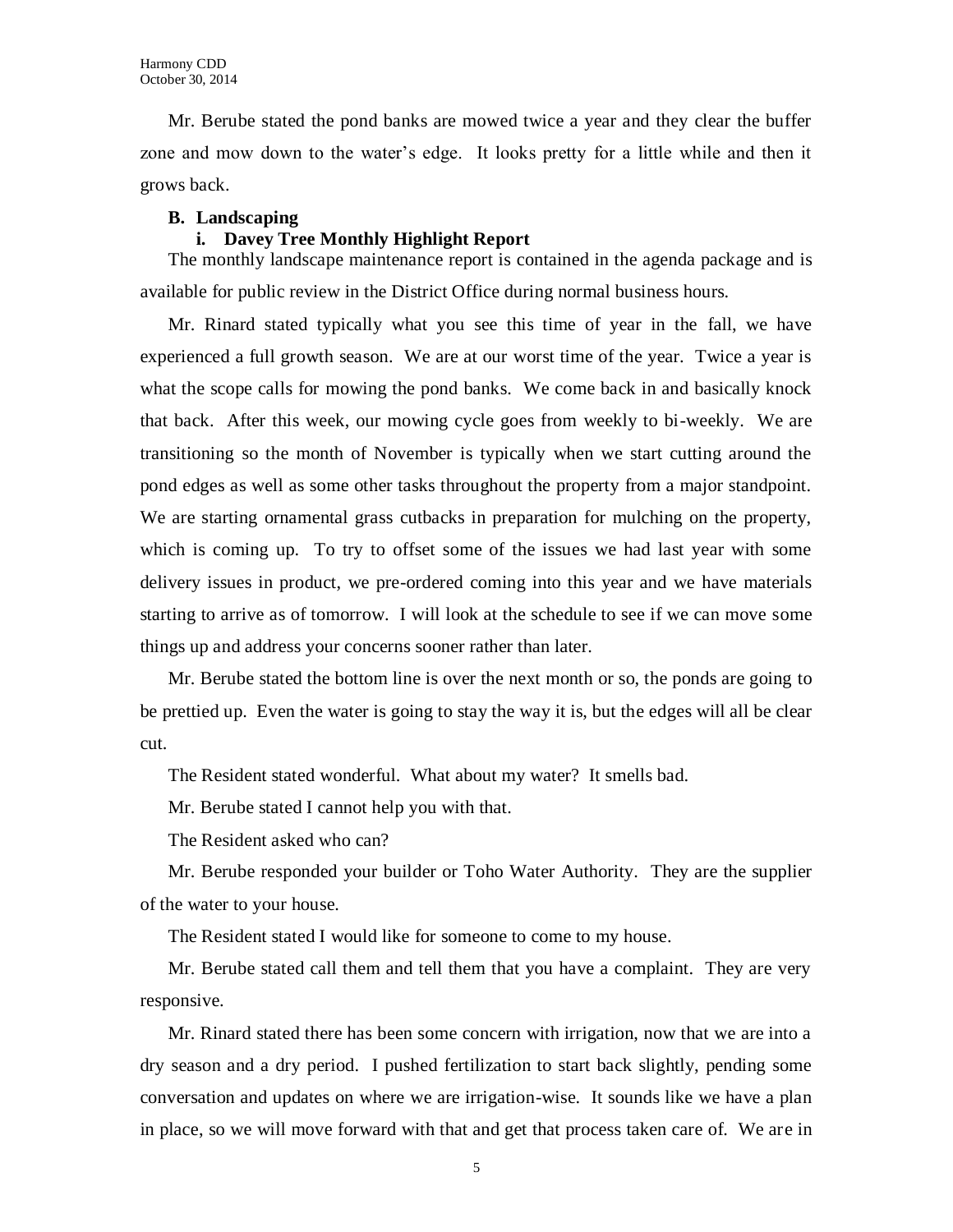Mr. Berube stated the pond banks are mowed twice a year and they clear the buffer zone and mow down to the water's edge. It looks pretty for a little while and then it grows back.

**B. Landscaping**

**i. Davey Tree Monthly Highlight Report**

The monthly landscape maintenance report is contained in the agenda package and is available for public review in the District Office during normal business hours.

Mr. Rinard stated typically what you see this time of year in the fall, we have experienced a full growth season. We are at our worst time of the year. Twice a year is what the scope calls for mowing the pond banks. We come back in and basically knock that back. After this week, our mowing cycle goes from weekly to bi-weekly. We are transitioning so the month of November is typically when we start cutting around the pond edges as well as some other tasks throughout the property from a major standpoint. We are starting ornamental grass cutbacks in preparation for mulching on the property, which is coming up. To try to offset some of the issues we had last year with some delivery issues in product, we pre-ordered coming into this year and we have materials starting to arrive as of tomorrow. I will look at the schedule to see if we can move some things up and address your concerns sooner rather than later.

Mr. Berube stated the bottom line is over the next month or so, the ponds are going to be prettied up. Even the water is going to stay the way it is, but the edges will all be clear cut.

The Resident stated wonderful. What about my water? It smells bad.

Mr. Berube stated I cannot help you with that.

The Resident asked who can?

Mr. Berube responded your builder or Toho Water Authority. They are the supplier of the water to your house.

The Resident stated I would like for someone to come to my house.

Mr. Berube stated call them and tell them that you have a complaint. They are very responsive.

Mr. Rinard stated there has been some concern with irrigation, now that we are into a dry season and a dry period. I pushed fertilization to start back slightly, pending some conversation and updates on where we are irrigation-wise. It sounds like we have a plan in place, so we will move forward with that and get that process taken care of. We are in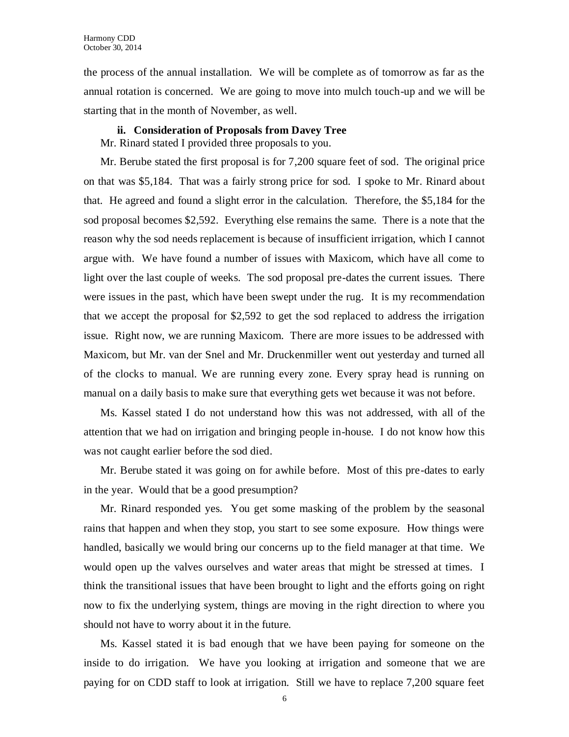the process of the annual installation. We will be complete as of tomorrow as far as the annual rotation is concerned. We are going to move into mulch touch-up and we will be starting that in the month of November, as well.

**ii. Consideration of Proposals from Davey Tree**

Mr. Rinard stated I provided three proposals to you.

Mr. Berube stated the first proposal is for 7,200 square feet of sod. The original price on that was $5,184. That was a fairly strong price for sod. I spoke to Mr. Rinard about that. He agreed and found a slight error in the calculation. Therefore, the $5,184 for the sod proposal becomes $2,592. Everything else remains the same. There is a note that the reason why the sod needs replacement is because of insufficient irrigation, which I cannot argue with. We have found a number of issues with Maxicom, which have all come to light over the last couple of weeks. The sod proposal pre-dates the current issues. There were issues in the past, which have been swept under the rug. It is my recommendation that we accept the proposal for $2,592 to get the sod replaced to address the irrigation issue. Right now, we are running Maxicom. There are more issues to be addressed with Maxicom, but Mr. van der Snel and Mr. Druckenmiller went out yesterday and turned all of the clocks to manual. We are running every zone. Every spray head is running on manual on a daily basis to make sure that everything gets wet because it was not before.

Ms. Kassel stated I do not understand how this was not addressed, with all of the attention that we had on irrigation and bringing people in-house. I do not know how this was not caught earlier before the sod died.

Mr. Berube stated it was going on for awhile before. Most of this pre-dates to early in the year. Would that be a good presumption?

Mr. Rinard responded yes. You get some masking of the problem by the seasonal rains that happen and when they stop, you start to see some exposure. How things were handled, basically we would bring our concerns up to the field manager at that time. We would open up the valves ourselves and water areas that might be stressed at times. I think the transitional issues that have been brought to light and the efforts going on right now to fix the underlying system, things are moving in the right direction to where you should not have to worry about it in the future.

Ms. Kassel stated it is bad enough that we have been paying for someone on the inside to do irrigation. We have you looking at irrigation and someone that we are paying for on CDD staff to look at irrigation. Still we have to replace 7,200 square feet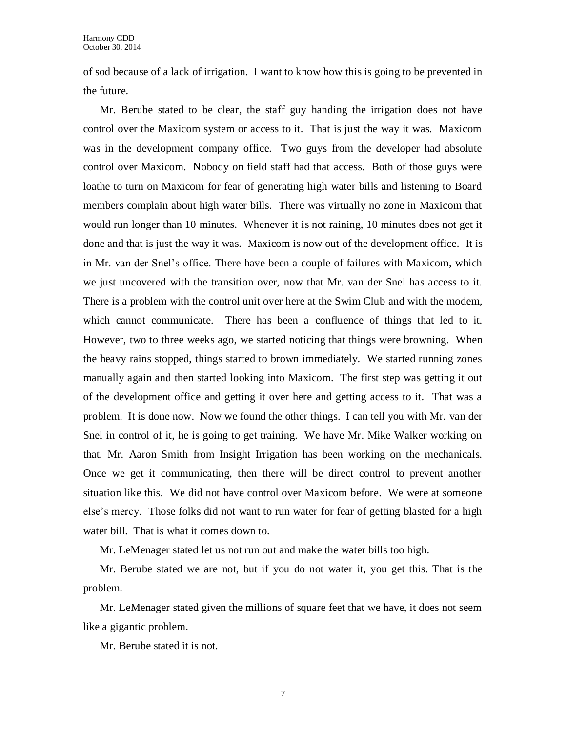of sod because of a lack of irrigation. I want to know how this is going to be prevented in the future.

Mr. Berube stated to be clear, the staff guy handing the irrigation does not have control over the Maxicom system or access to it. That is just the way it was. Maxicom was in the development company office. Two guys from the developer had absolute control over Maxicom. Nobody on field staff had that access. Both of those guys were loathe to turn on Maxicom for fear of generating high water bills and listening to Board members complain about high water bills. There was virtually no zone in Maxicom that would run longer than 10 minutes. Whenever it is not raining, 10 minutes does not get it done and that is just the way it was. Maxicom is now out of the development office. It is in Mr. van der Snel's office. There have been a couple of failures with Maxicom, which we just uncovered with the transition over, now that Mr. van der Snel has access to it. There is a problem with the control unit over here at the Swim Club and with the modem, which cannot communicate. There has been a confluence of things that led to it. However, two to three weeks ago, we started noticing that things were browning. When the heavy rains stopped, things started to brown immediately. We started running zones manually again and then started looking into Maxicom. The first step was getting it out of the development office and getting it over here and getting access to it. That was a problem. It is done now. Now we found the other things. I can tell you with Mr. van der Snel in control of it, he is going to get training. We have Mr. Mike Walker working on that. Mr. Aaron Smith from Insight Irrigation has been working on the mechanicals. Once we get it communicating, then there will be direct control to prevent another situation like this. We did not have control over Maxicom before. We were at someone else's mercy. Those folks did not want to run water for fear of getting blasted for a high water bill. That is what it comes down to.

Mr. LeMenager stated let us not run out and make the water bills too high.

Mr. Berube stated we are not, but if you do not water it, you get this. That is the problem.

Mr. LeMenager stated given the millions of square feet that we have, it does not seem like a gigantic problem.

Mr. Berube stated it is not.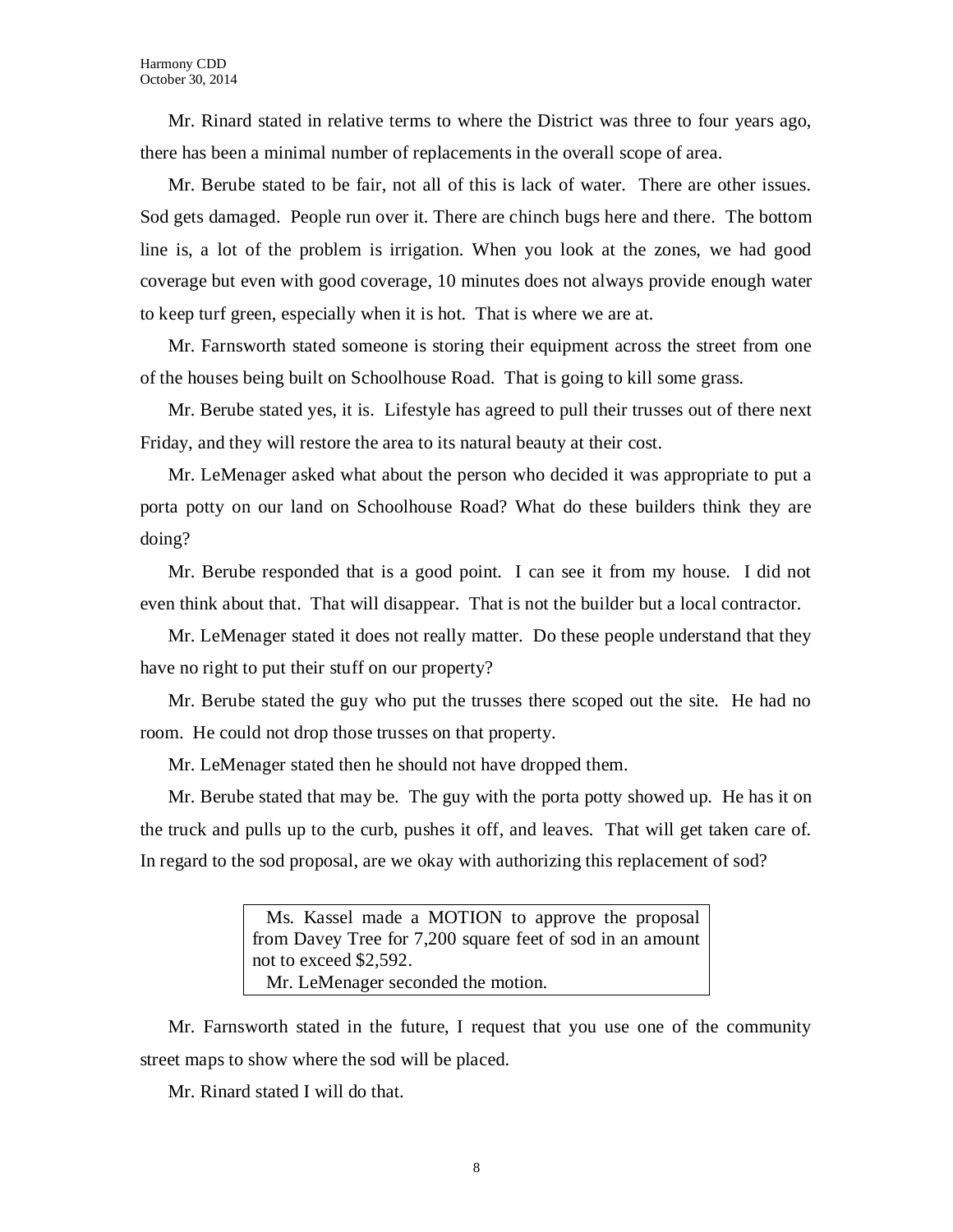Mr. Rinard stated in relative terms to where the District was three to four years ago, there has been a minimal number of replacements in the overall scope of area.

Mr. Berube stated to be fair, not all of this is lack of water. There are other issues. Sod gets damaged. People run over it. There are chinch bugs here and there. The bottom line is, a lot of the problem is irrigation. When you look at the zones, we had good coverage but even with good coverage, 10 minutes does not always provide enough water to keep turf green, especially when it is hot. That is where we are at.

Mr. Farnsworth stated someone is storing their equipment across the street from one of the houses being built on Schoolhouse Road. That is going to kill some grass.

Mr. Berube stated yes, it is. Lifestyle has agreed to pull their trusses out of there next Friday, and they will restore the area to its natural beauty at their cost.

Mr. LeMenager asked what about the person who decided it was appropriate to put a porta potty on our land on Schoolhouse Road? What do these builders think they are doing?

Mr. Berube responded that is a good point. I can see it from my house. I did not even think about that. That will disappear. That is not the builder but a local contractor.

Mr. LeMenager stated it does not really matter. Do these people understand that they have no right to put their stuff on our property?

Mr. Berube stated the guy who put the trusses there scoped out the site. He had no room. He could not drop those trusses on that property.

Mr. LeMenager stated then he should not have dropped them.

Mr. Berube stated that may be. The guy with the porta potty showed up. He has it on the truck and pulls up to the curb, pushes it off, and leaves. That will get taken care of. In regard to the sod proposal, are we okay with authorizing this replacement of sod?

> Ms. Kassel made a MOTION to approve the proposal from Davey Tree for 7,200 square feet of sod in an amount not to exceed $2,592.
> Mr. LeMenager seconded the motion.

Mr. Farnsworth stated in the future, I request that you use one of the community street maps to show where the sod will be placed.

Mr. Rinard stated I will do that.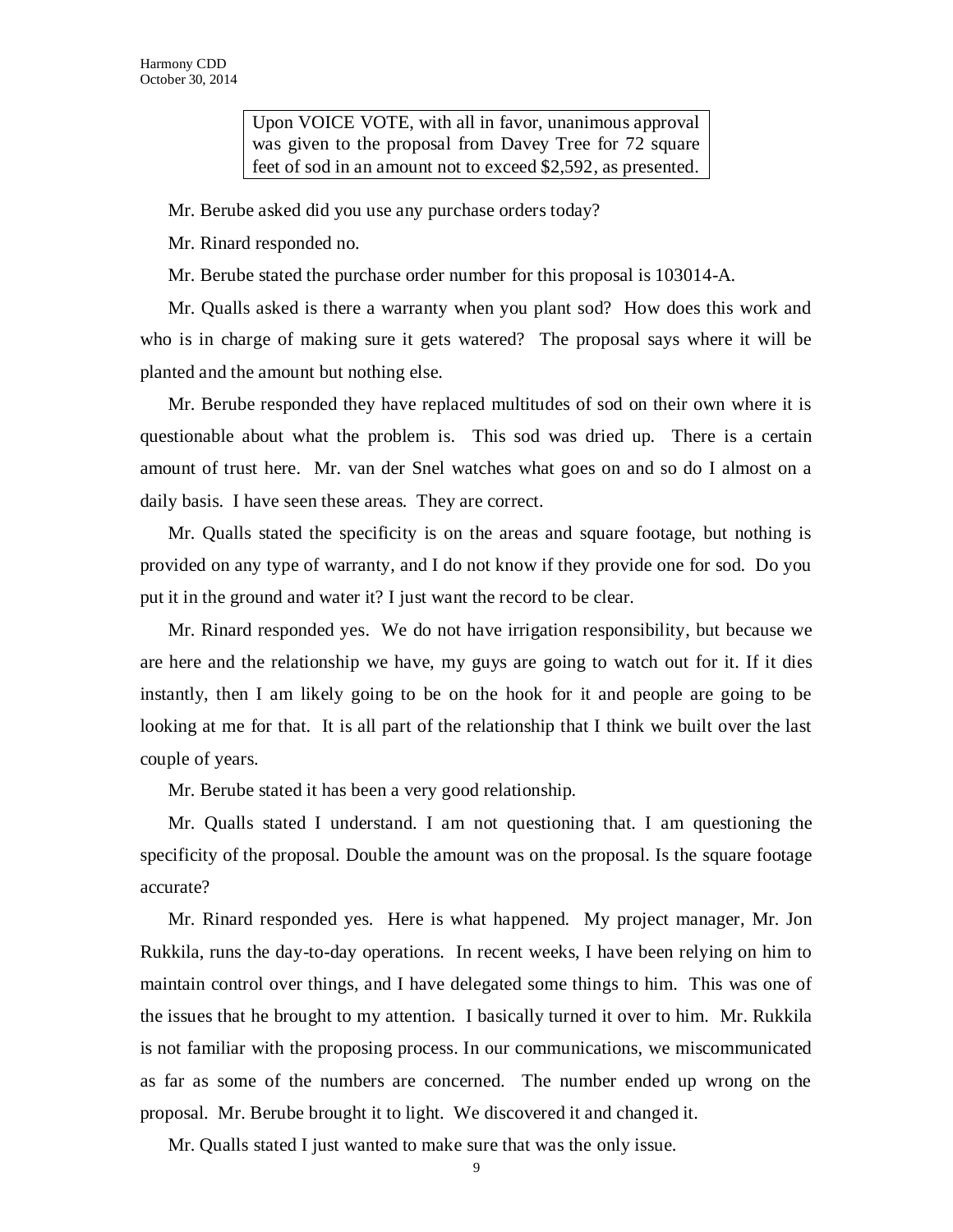> Upon VOICE VOTE, with all in favor, unanimous approval was given to the proposal from Davey Tree for 72 square feet of sod in an amount not to exceed $2,592, as presented.

Mr. Berube asked did you use any purchase orders today?

Mr. Rinard responded no.

Mr. Berube stated the purchase order number for this proposal is 103014-A.

Mr. Qualls asked is there a warranty when you plant sod? How does this work and who is in charge of making sure it gets watered? The proposal says where it will be planted and the amount but nothing else.

Mr. Berube responded they have replaced multitudes of sod on their own where it is questionable about what the problem is. This sod was dried up. There is a certain amount of trust here. Mr. van der Snel watches what goes on and so do I almost on a daily basis. I have seen these areas. They are correct.

Mr. Qualls stated the specificity is on the areas and square footage, but nothing is provided on any type of warranty, and I do not know if they provide one for sod. Do you put it in the ground and water it? I just want the record to be clear.

Mr. Rinard responded yes. We do not have irrigation responsibility, but because we are here and the relationship we have, my guys are going to watch out for it. If it dies instantly, then I am likely going to be on the hook for it and people are going to be looking at me for that. It is all part of the relationship that I think we built over the last couple of years.

Mr. Berube stated it has been a very good relationship.

Mr. Qualls stated I understand. I am not questioning that. I am questioning the specificity of the proposal. Double the amount was on the proposal. Is the square footage accurate?

Mr. Rinard responded yes. Here is what happened. My project manager, Mr. Jon Rukkila, runs the day-to-day operations. In recent weeks, I have been relying on him to maintain control over things, and I have delegated some things to him. This was one of the issues that he brought to my attention. I basically turned it over to him. Mr. Rukkila is not familiar with the proposing process. In our communications, we miscommunicated as far as some of the numbers are concerned. The number ended up wrong on the proposal. Mr. Berube brought it to light. We discovered it and changed it.

Mr. Qualls stated I just wanted to make sure that was the only issue.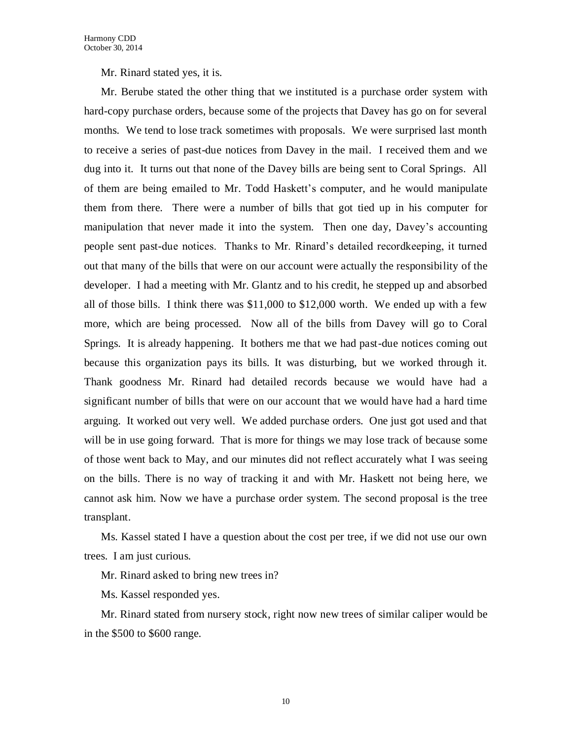Mr. Rinard stated yes, it is.

Mr. Berube stated the other thing that we instituted is a purchase order system with hard-copy purchase orders, because some of the projects that Davey has go on for several months. We tend to lose track sometimes with proposals. We were surprised last month to receive a series of past-due notices from Davey in the mail. I received them and we dug into it. It turns out that none of the Davey bills are being sent to Coral Springs. All of them are being emailed to Mr. Todd Haskett's computer, and he would manipulate them from there. There were a number of bills that got tied up in his computer for manipulation that never made it into the system. Then one day, Davey's accounting people sent past-due notices. Thanks to Mr. Rinard's detailed recordkeeping, it turned out that many of the bills that were on our account were actually the responsibility of the developer. I had a meeting with Mr. Glantz and to his credit, he stepped up and absorbed all of those bills. I think there was $11,000 to $12,000 worth. We ended up with a few more, which are being processed. Now all of the bills from Davey will go to Coral Springs. It is already happening. It bothers me that we had past-due notices coming out because this organization pays its bills. It was disturbing, but we worked through it. Thank goodness Mr. Rinard had detailed records because we would have had a significant number of bills that were on our account that we would have had a hard time arguing. It worked out very well. We added purchase orders. One just got used and that will be in use going forward. That is more for things we may lose track of because some of those went back to May, and our minutes did not reflect accurately what I was seeing on the bills. There is no way of tracking it and with Mr. Haskett not being here, we cannot ask him. Now we have a purchase order system. The second proposal is the tree transplant.

Ms. Kassel stated I have a question about the cost per tree, if we did not use our own trees. I am just curious.

Mr. Rinard asked to bring new trees in?

Ms. Kassel responded yes.

Mr. Rinard stated from nursery stock, right now new trees of similar caliper would be in the $500 to $600 range.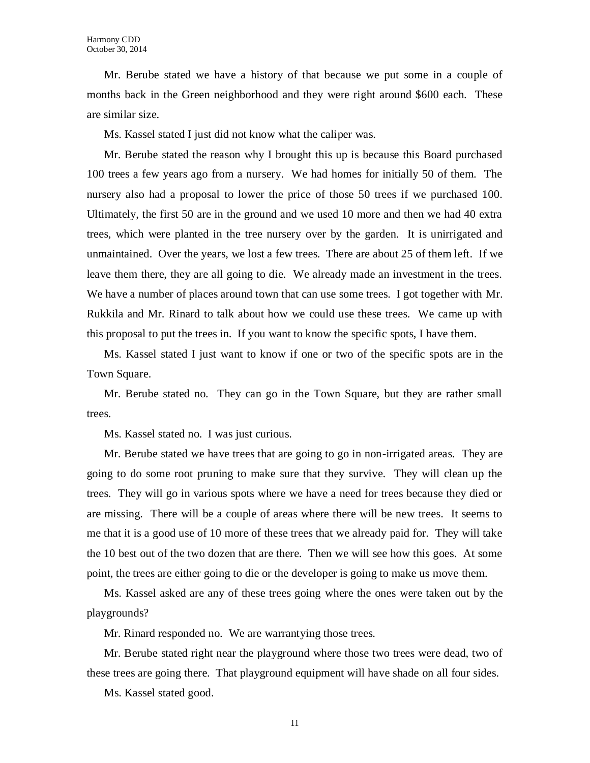Mr. Berube stated we have a history of that because we put some in a couple of months back in the Green neighborhood and they were right around $600 each. These are similar size.

Ms. Kassel stated I just did not know what the caliper was.

Mr. Berube stated the reason why I brought this up is because this Board purchased 100 trees a few years ago from a nursery. We had homes for initially 50 of them. The nursery also had a proposal to lower the price of those 50 trees if we purchased 100. Ultimately, the first 50 are in the ground and we used 10 more and then we had 40 extra trees, which were planted in the tree nursery over by the garden. It is unirrigated and unmaintained. Over the years, we lost a few trees. There are about 25 of them left. If we leave them there, they are all going to die. We already made an investment in the trees. We have a number of places around town that can use some trees. I got together with Mr. Rukkila and Mr. Rinard to talk about how we could use these trees. We came up with this proposal to put the trees in. If you want to know the specific spots, I have them.

Ms. Kassel stated I just want to know if one or two of the specific spots are in the Town Square.

Mr. Berube stated no. They can go in the Town Square, but they are rather small trees.

Ms. Kassel stated no. I was just curious.

Mr. Berube stated we have trees that are going to go in non-irrigated areas. They are going to do some root pruning to make sure that they survive. They will clean up the trees. They will go in various spots where we have a need for trees because they died or are missing. There will be a couple of areas where there will be new trees. It seems to me that it is a good use of 10 more of these trees that we already paid for. They will take the 10 best out of the two dozen that are there. Then we will see how this goes. At some point, the trees are either going to die or the developer is going to make us move them.

Ms. Kassel asked are any of these trees going where the ones were taken out by the playgrounds?

Mr. Rinard responded no. We are warrantying those trees.

Mr. Berube stated right near the playground where those two trees were dead, two of these trees are going there. That playground equipment will have shade on all four sides.

Ms. Kassel stated good.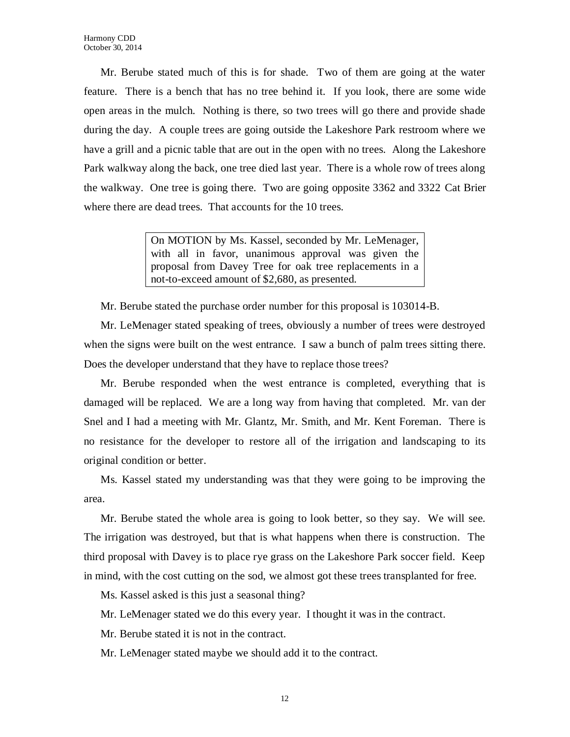Mr. Berube stated much of this is for shade. Two of them are going at the water feature. There is a bench that has no tree behind it. If you look, there are some wide open areas in the mulch. Nothing is there, so two trees will go there and provide shade during the day. A couple trees are going outside the Lakeshore Park restroom where we have a grill and a picnic table that are out in the open with no trees. Along the Lakeshore Park walkway along the back, one tree died last year. There is a whole row of trees along the walkway. One tree is going there. Two are going opposite 3362 and 3322 Cat Brier where there are dead trees. That accounts for the 10 trees.

> On MOTION by Ms. Kassel, seconded by Mr. LeMenager, with all in favor, unanimous approval was given the proposal from Davey Tree for oak tree replacements in a not-to-exceed amount of $2,680, as presented.

Mr. Berube stated the purchase order number for this proposal is 103014-B.

Mr. LeMenager stated speaking of trees, obviously a number of trees were destroyed when the signs were built on the west entrance. I saw a bunch of palm trees sitting there. Does the developer understand that they have to replace those trees?

Mr. Berube responded when the west entrance is completed, everything that is damaged will be replaced. We are a long way from having that completed. Mr. van der Snel and I had a meeting with Mr. Glantz, Mr. Smith, and Mr. Kent Foreman. There is no resistance for the developer to restore all of the irrigation and landscaping to its original condition or better.

Ms. Kassel stated my understanding was that they were going to be improving the area.

Mr. Berube stated the whole area is going to look better, so they say. We will see. The irrigation was destroyed, but that is what happens when there is construction. The third proposal with Davey is to place rye grass on the Lakeshore Park soccer field. Keep in mind, with the cost cutting on the sod, we almost got these trees transplanted for free.

Ms. Kassel asked is this just a seasonal thing?

Mr. LeMenager stated we do this every year. I thought it was in the contract.

Mr. Berube stated it is not in the contract.

Mr. LeMenager stated maybe we should add it to the contract.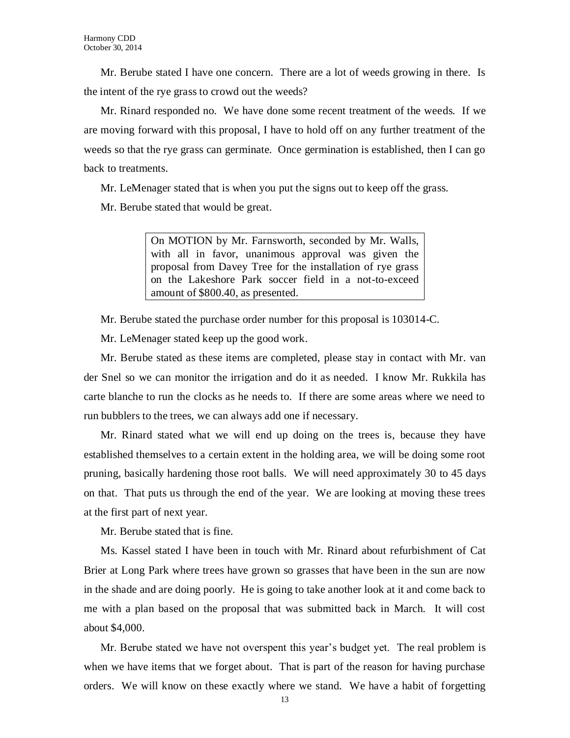Mr. Berube stated I have one concern. There are a lot of weeds growing in there. Is the intent of the rye grass to crowd out the weeds?

Mr. Rinard responded no. We have done some recent treatment of the weeds. If we are moving forward with this proposal, I have to hold off on any further treatment of the weeds so that the rye grass can germinate. Once germination is established, then I can go back to treatments.

Mr. LeMenager stated that is when you put the signs out to keep off the grass.

Mr. Berube stated that would be great.

> On MOTION by Mr. Farnsworth, seconded by Mr. Walls, with all in favor, unanimous approval was given the proposal from Davey Tree for the installation of rye grass on the Lakeshore Park soccer field in a not-to-exceed amount of $800.40, as presented.

Mr. Berube stated the purchase order number for this proposal is 103014-C.

Mr. LeMenager stated keep up the good work.

Mr. Berube stated as these items are completed, please stay in contact with Mr. van der Snel so we can monitor the irrigation and do it as needed. I know Mr. Rukkila has carte blanche to run the clocks as he needs to. If there are some areas where we need to run bubblers to the trees, we can always add one if necessary.

Mr. Rinard stated what we will end up doing on the trees is, because they have established themselves to a certain extent in the holding area, we will be doing some root pruning, basically hardening those root balls. We will need approximately 30 to 45 days on that. That puts us through the end of the year. We are looking at moving these trees at the first part of next year.

Mr. Berube stated that is fine.

Ms. Kassel stated I have been in touch with Mr. Rinard about refurbishment of Cat Brier at Long Park where trees have grown so grasses that have been in the sun are now in the shade and are doing poorly. He is going to take another look at it and come back to me with a plan based on the proposal that was submitted back in March. It will cost about $4,000.

Mr. Berube stated we have not overspent this year's budget yet. The real problem is when we have items that we forget about. That is part of the reason for having purchase orders. We will know on these exactly where we stand. We have a habit of forgetting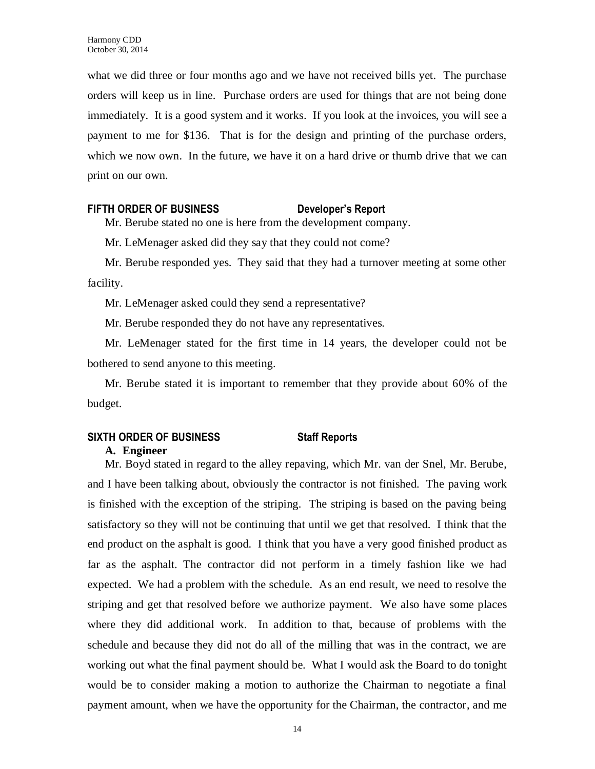what we did three or four months ago and we have not received bills yet. The purchase orders will keep us in line. Purchase orders are used for things that are not being done immediately. It is a good system and it works. If you look at the invoices, you will see a payment to me for $136. That is for the design and printing of the purchase orders, which we now own. In the future, we have it on a hard drive or thumb drive that we can print on our own.

## FIFTH ORDER OF BUSINESS Developer's Report

Mr. Berube stated no one is here from the development company.

Mr. LeMenager asked did they say that they could not come?

Mr. Berube responded yes. They said that they had a turnover meeting at some other facility.

Mr. LeMenager asked could they send a representative?

Mr. Berube responded they do not have any representatives.

Mr. LeMenager stated for the first time in 14 years, the developer could not be bothered to send anyone to this meeting.

Mr. Berube stated it is important to remember that they provide about 60% of the budget.

## SIXTH ORDER OF BUSINESS Staff Reports

### A. Engineer

Mr. Boyd stated in regard to the alley repaving, which Mr. van der Snel, Mr. Berube, and I have been talking about, obviously the contractor is not finished. The paving work is finished with the exception of the striping. The striping is based on the paving being satisfactory so they will not be continuing that until we get that resolved. I think that the end product on the asphalt is good. I think that you have a very good finished product as far as the asphalt. The contractor did not perform in a timely fashion like we had expected. We had a problem with the schedule. As an end result, we need to resolve the striping and get that resolved before we authorize payment. We also have some places where they did additional work. In addition to that, because of problems with the schedule and because they did not do all of the milling that was in the contract, we are working out what the final payment should be. What I would ask the Board to do tonight would be to consider making a motion to authorize the Chairman to negotiate a final payment amount, when we have the opportunity for the Chairman, the contractor, and me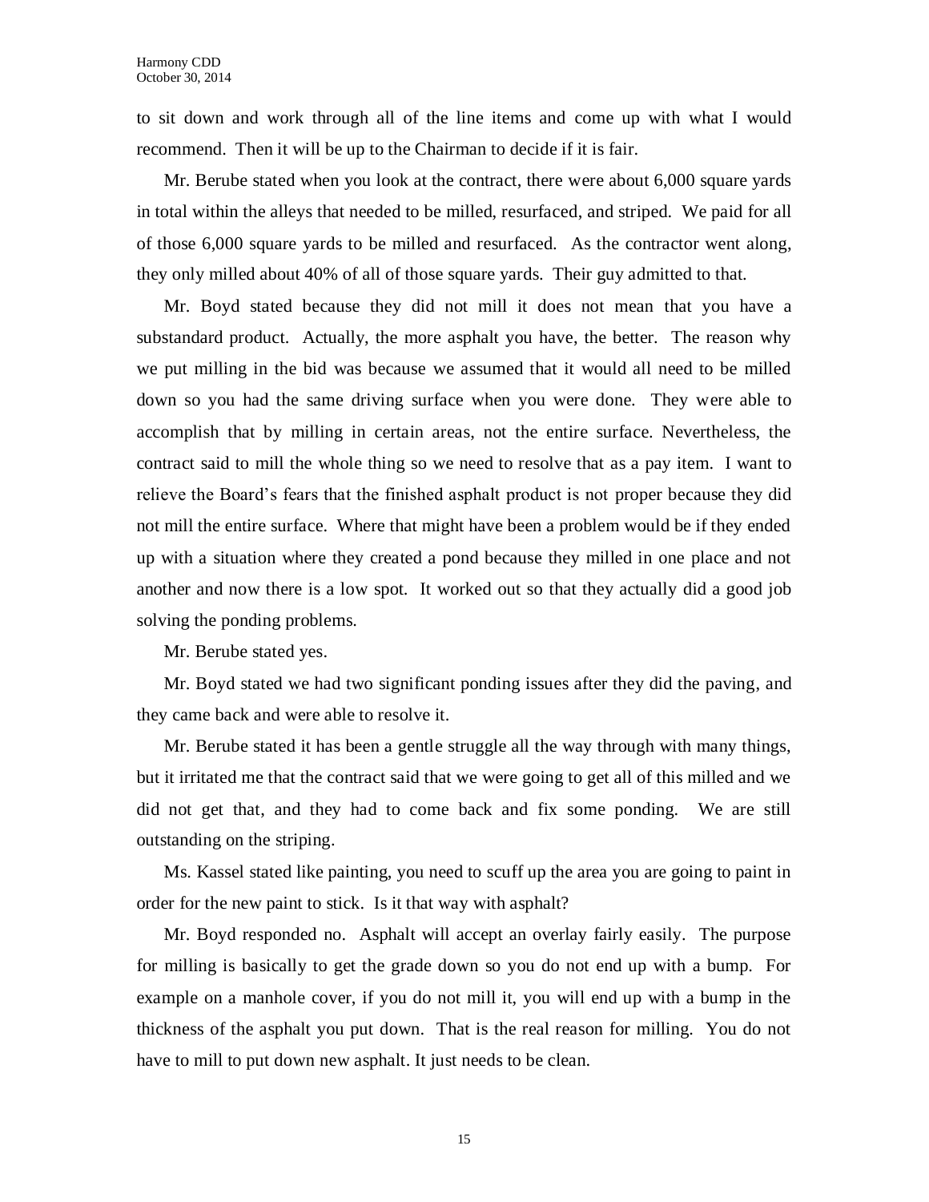to sit down and work through all of the line items and come up with what I would recommend. Then it will be up to the Chairman to decide if it is fair.

Mr. Berube stated when you look at the contract, there were about 6,000 square yards in total within the alleys that needed to be milled, resurfaced, and striped. We paid for all of those 6,000 square yards to be milled and resurfaced. As the contractor went along, they only milled about 40% of all of those square yards. Their guy admitted to that.

Mr. Boyd stated because they did not mill it does not mean that you have a substandard product. Actually, the more asphalt you have, the better. The reason why we put milling in the bid was because we assumed that it would all need to be milled down so you had the same driving surface when you were done. They were able to accomplish that by milling in certain areas, not the entire surface. Nevertheless, the contract said to mill the whole thing so we need to resolve that as a pay item. I want to relieve the Board's fears that the finished asphalt product is not proper because they did not mill the entire surface. Where that might have been a problem would be if they ended up with a situation where they created a pond because they milled in one place and not another and now there is a low spot. It worked out so that they actually did a good job solving the ponding problems.

Mr. Berube stated yes.

Mr. Boyd stated we had two significant ponding issues after they did the paving, and they came back and were able to resolve it.

Mr. Berube stated it has been a gentle struggle all the way through with many things, but it irritated me that the contract said that we were going to get all of this milled and we did not get that, and they had to come back and fix some ponding. We are still outstanding on the striping.

Ms. Kassel stated like painting, you need to scuff up the area you are going to paint in order for the new paint to stick. Is it that way with asphalt?

Mr. Boyd responded no. Asphalt will accept an overlay fairly easily. The purpose for milling is basically to get the grade down so you do not end up with a bump. For example on a manhole cover, if you do not mill it, you will end up with a bump in the thickness of the asphalt you put down. That is the real reason for milling. You do not have to mill to put down new asphalt. It just needs to be clean.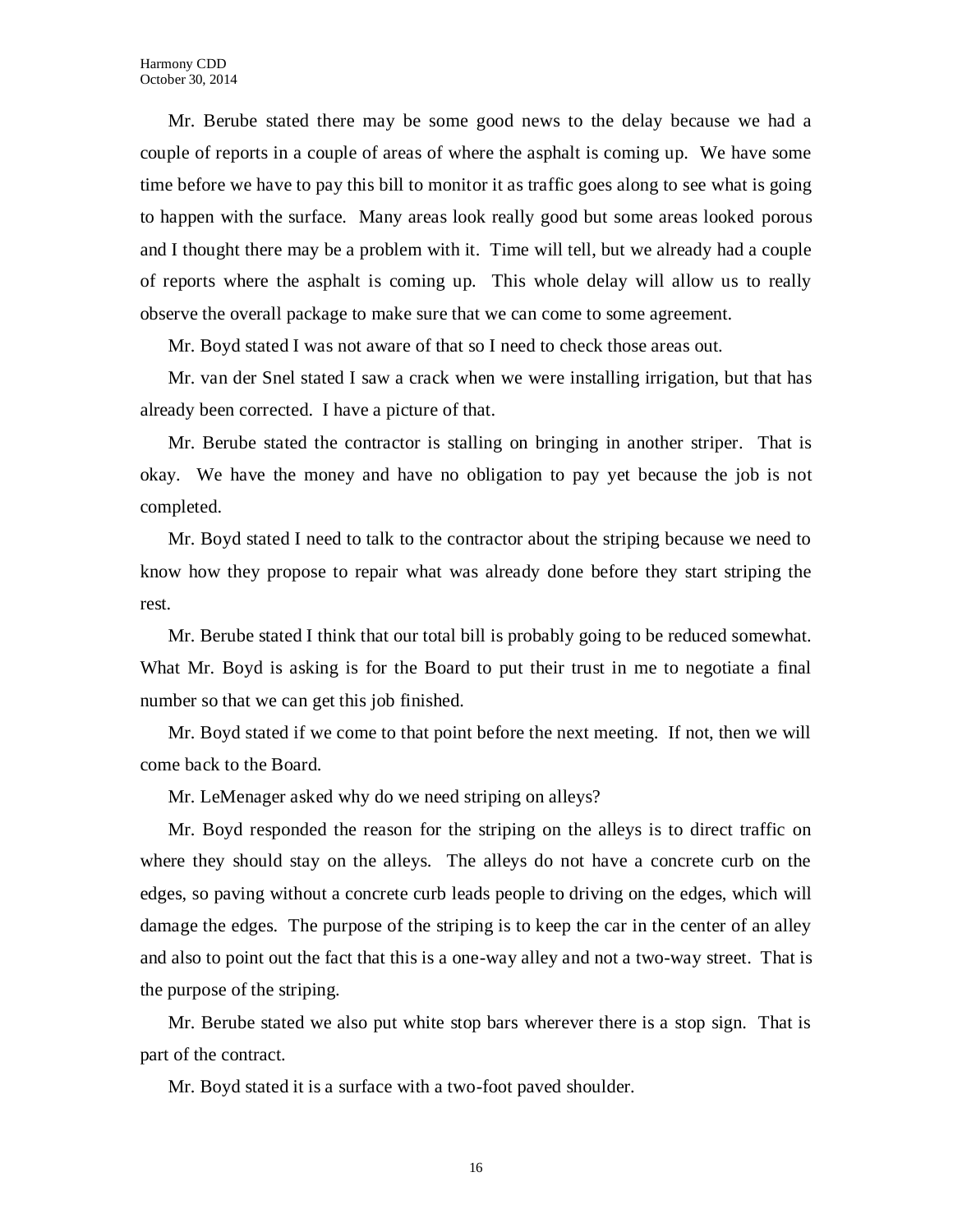Mr. Berube stated there may be some good news to the delay because we had a couple of reports in a couple of areas of where the asphalt is coming up. We have some time before we have to pay this bill to monitor it as traffic goes along to see what is going to happen with the surface. Many areas look really good but some areas looked porous and I thought there may be a problem with it. Time will tell, but we already had a couple of reports where the asphalt is coming up. This whole delay will allow us to really observe the overall package to make sure that we can come to some agreement.

Mr. Boyd stated I was not aware of that so I need to check those areas out.

Mr. van der Snel stated I saw a crack when we were installing irrigation, but that has already been corrected. I have a picture of that.

Mr. Berube stated the contractor is stalling on bringing in another striper. That is okay. We have the money and have no obligation to pay yet because the job is not completed.

Mr. Boyd stated I need to talk to the contractor about the striping because we need to know how they propose to repair what was already done before they start striping the rest.

Mr. Berube stated I think that our total bill is probably going to be reduced somewhat. What Mr. Boyd is asking is for the Board to put their trust in me to negotiate a final number so that we can get this job finished.

Mr. Boyd stated if we come to that point before the next meeting. If not, then we will come back to the Board.

Mr. LeMenager asked why do we need striping on alleys?

Mr. Boyd responded the reason for the striping on the alleys is to direct traffic on where they should stay on the alleys. The alleys do not have a concrete curb on the edges, so paving without a concrete curb leads people to driving on the edges, which will damage the edges. The purpose of the striping is to keep the car in the center of an alley and also to point out the fact that this is a one-way alley and not a two-way street. That is the purpose of the striping.

Mr. Berube stated we also put white stop bars wherever there is a stop sign. That is part of the contract.

Mr. Boyd stated it is a surface with a two-foot paved shoulder.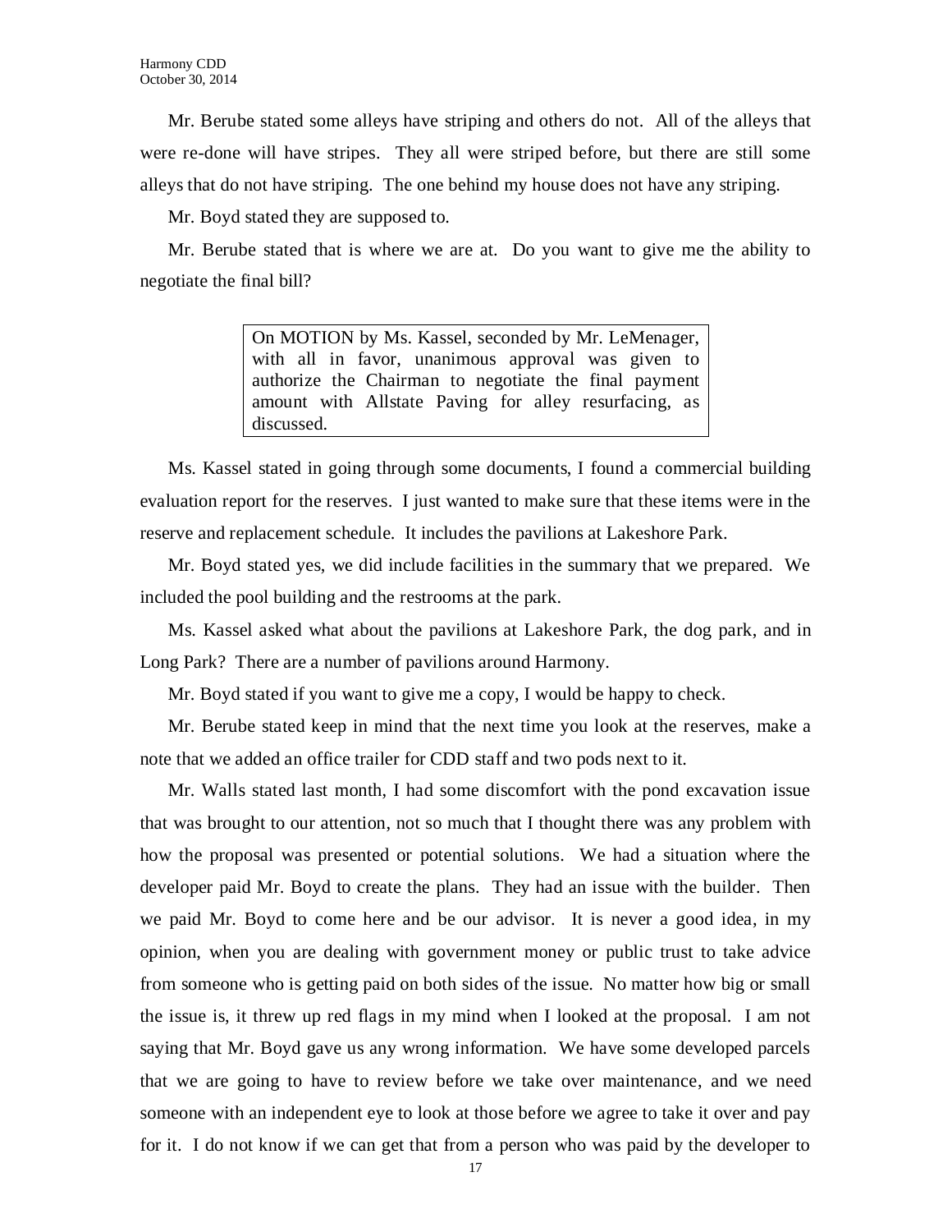Mr. Berube stated some alleys have striping and others do not. All of the alleys that were re-done will have stripes. They all were striped before, but there are still some alleys that do not have striping. The one behind my house does not have any striping.

Mr. Boyd stated they are supposed to.

Mr. Berube stated that is where we are at. Do you want to give me the ability to negotiate the final bill?

> On MOTION by Ms. Kassel, seconded by Mr. LeMenager, with all in favor, unanimous approval was given to authorize the Chairman to negotiate the final payment amount with Allstate Paving for alley resurfacing, as discussed.

Ms. Kassel stated in going through some documents, I found a commercial building evaluation report for the reserves. I just wanted to make sure that these items were in the reserve and replacement schedule. It includes the pavilions at Lakeshore Park.

Mr. Boyd stated yes, we did include facilities in the summary that we prepared. We included the pool building and the restrooms at the park.

Ms. Kassel asked what about the pavilions at Lakeshore Park, the dog park, and in Long Park? There are a number of pavilions around Harmony.

Mr. Boyd stated if you want to give me a copy, I would be happy to check.

Mr. Berube stated keep in mind that the next time you look at the reserves, make a note that we added an office trailer for CDD staff and two pods next to it.

Mr. Walls stated last month, I had some discomfort with the pond excavation issue that was brought to our attention, not so much that I thought there was any problem with how the proposal was presented or potential solutions. We had a situation where the developer paid Mr. Boyd to create the plans. They had an issue with the builder. Then we paid Mr. Boyd to come here and be our advisor. It is never a good idea, in my opinion, when you are dealing with government money or public trust to take advice from someone who is getting paid on both sides of the issue. No matter how big or small the issue is, it threw up red flags in my mind when I looked at the proposal. I am not saying that Mr. Boyd gave us any wrong information. We have some developed parcels that we are going to have to review before we take over maintenance, and we need someone with an independent eye to look at those before we agree to take it over and pay for it. I do not know if we can get that from a person who was paid by the developer to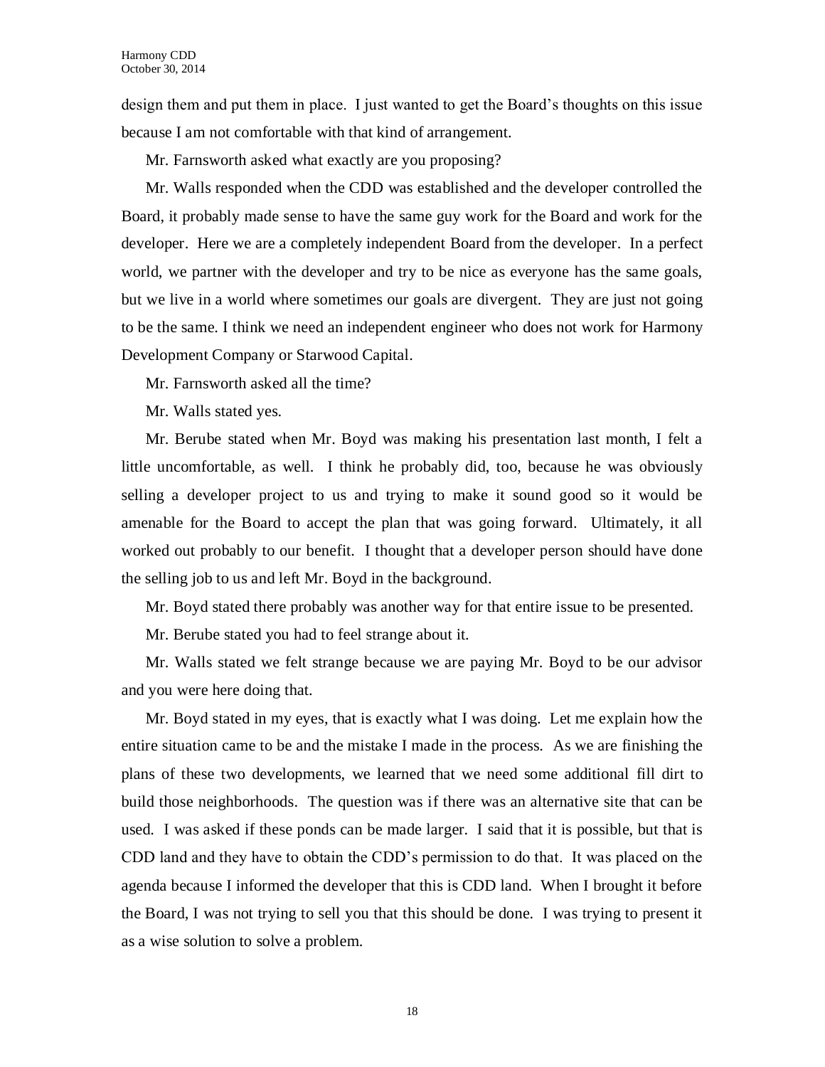design them and put them in place. I just wanted to get the Board's thoughts on this issue because I am not comfortable with that kind of arrangement.

Mr. Farnsworth asked what exactly are you proposing?

Mr. Walls responded when the CDD was established and the developer controlled the Board, it probably made sense to have the same guy work for the Board and work for the developer. Here we are a completely independent Board from the developer. In a perfect world, we partner with the developer and try to be nice as everyone has the same goals, but we live in a world where sometimes our goals are divergent. They are just not going to be the same. I think we need an independent engineer who does not work for Harmony Development Company or Starwood Capital.

Mr. Farnsworth asked all the time?

Mr. Walls stated yes.

Mr. Berube stated when Mr. Boyd was making his presentation last month, I felt a little uncomfortable, as well. I think he probably did, too, because he was obviously selling a developer project to us and trying to make it sound good so it would be amenable for the Board to accept the plan that was going forward. Ultimately, it all worked out probably to our benefit. I thought that a developer person should have done the selling job to us and left Mr. Boyd in the background.

Mr. Boyd stated there probably was another way for that entire issue to be presented.

Mr. Berube stated you had to feel strange about it.

Mr. Walls stated we felt strange because we are paying Mr. Boyd to be our advisor and you were here doing that.

Mr. Boyd stated in my eyes, that is exactly what I was doing. Let me explain how the entire situation came to be and the mistake I made in the process. As we are finishing the plans of these two developments, we learned that we need some additional fill dirt to build those neighborhoods. The question was if there was an alternative site that can be used. I was asked if these ponds can be made larger. I said that it is possible, but that is CDD land and they have to obtain the CDD's permission to do that. It was placed on the agenda because I informed the developer that this is CDD land. When I brought it before the Board, I was not trying to sell you that this should be done. I was trying to present it as a wise solution to solve a problem.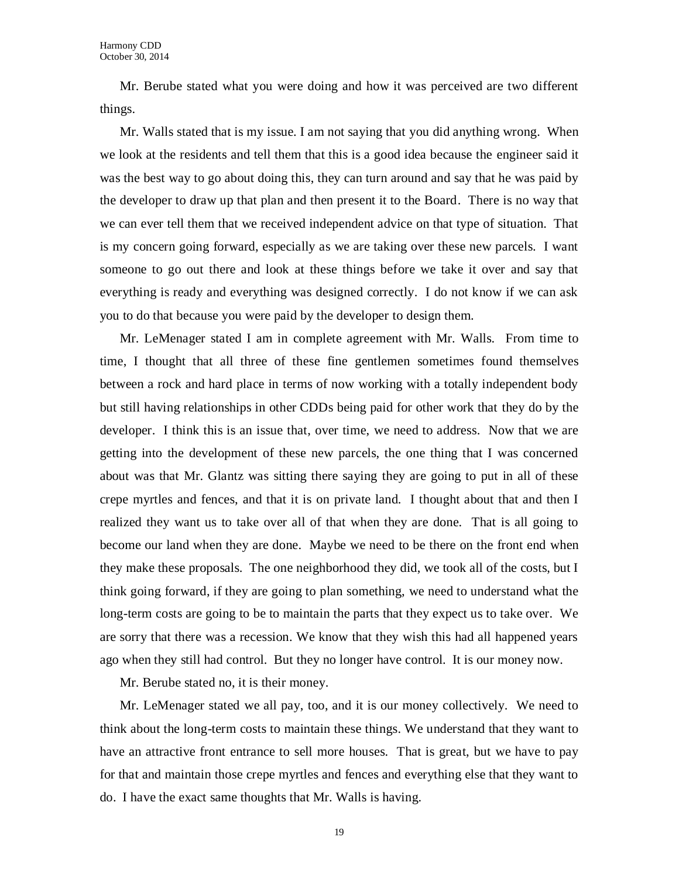Mr. Berube stated what you were doing and how it was perceived are two different things.

Mr. Walls stated that is my issue. I am not saying that you did anything wrong. When we look at the residents and tell them that this is a good idea because the engineer said it was the best way to go about doing this, they can turn around and say that he was paid by the developer to draw up that plan and then present it to the Board. There is no way that we can ever tell them that we received independent advice on that type of situation. That is my concern going forward, especially as we are taking over these new parcels. I want someone to go out there and look at these things before we take it over and say that everything is ready and everything was designed correctly. I do not know if we can ask you to do that because you were paid by the developer to design them.

Mr. LeMenager stated I am in complete agreement with Mr. Walls. From time to time, I thought that all three of these fine gentlemen sometimes found themselves between a rock and hard place in terms of now working with a totally independent body but still having relationships in other CDDs being paid for other work that they do by the developer. I think this is an issue that, over time, we need to address. Now that we are getting into the development of these new parcels, the one thing that I was concerned about was that Mr. Glantz was sitting there saying they are going to put in all of these crepe myrtles and fences, and that it is on private land. I thought about that and then I realized they want us to take over all of that when they are done. That is all going to become our land when they are done. Maybe we need to be there on the front end when they make these proposals. The one neighborhood they did, we took all of the costs, but I think going forward, if they are going to plan something, we need to understand what the long-term costs are going to be to maintain the parts that they expect us to take over. We are sorry that there was a recession. We know that they wish this had all happened years ago when they still had control. But they no longer have control. It is our money now.

Mr. Berube stated no, it is their money.

Mr. LeMenager stated we all pay, too, and it is our money collectively. We need to think about the long-term costs to maintain these things. We understand that they want to have an attractive front entrance to sell more houses. That is great, but we have to pay for that and maintain those crepe myrtles and fences and everything else that they want to do. I have the exact same thoughts that Mr. Walls is having.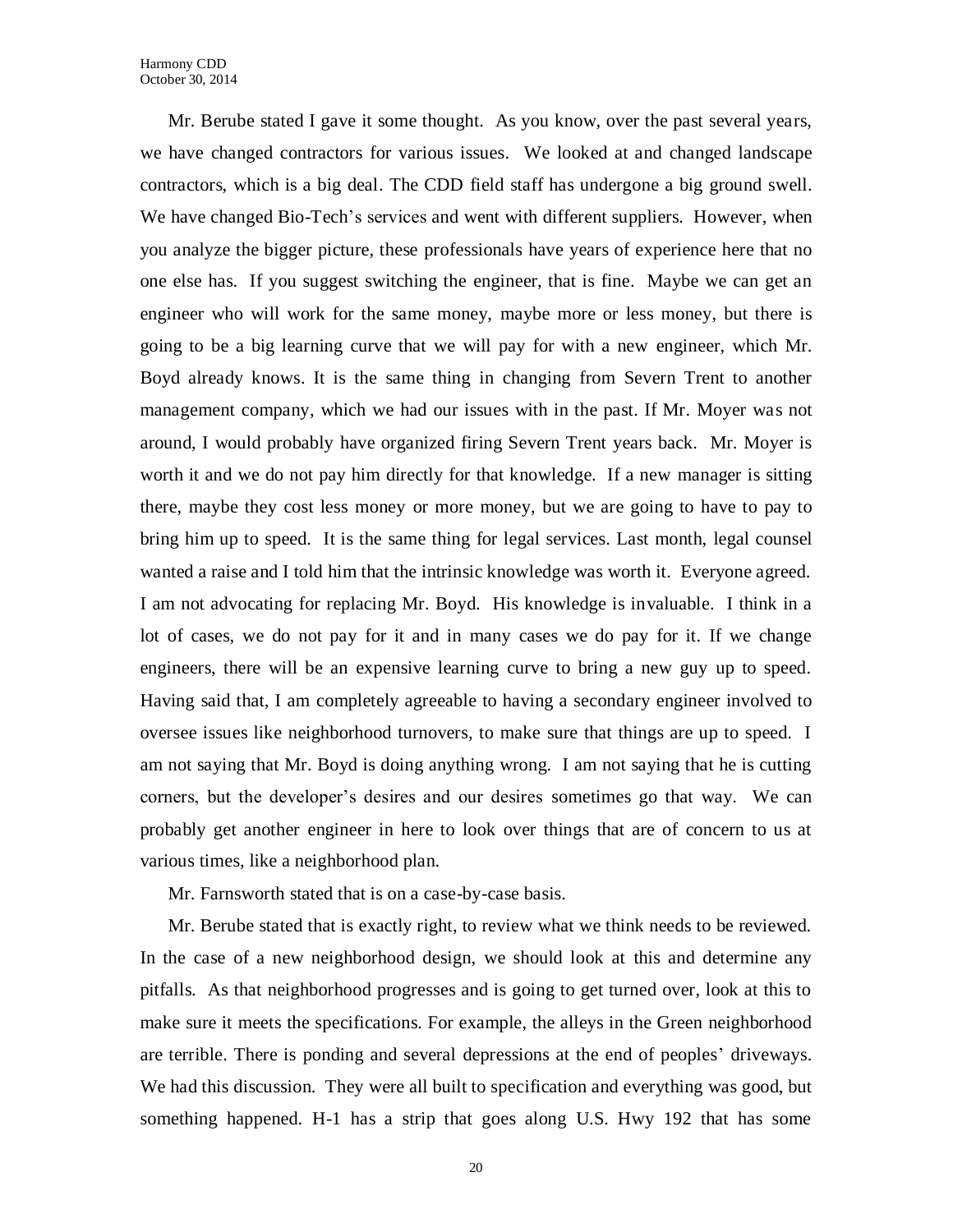Mr. Berube stated I gave it some thought. As you know, over the past several years, we have changed contractors for various issues. We looked at and changed landscape contractors, which is a big deal. The CDD field staff has undergone a big ground swell. We have changed Bio-Tech's services and went with different suppliers. However, when you analyze the bigger picture, these professionals have years of experience here that no one else has. If you suggest switching the engineer, that is fine. Maybe we can get an engineer who will work for the same money, maybe more or less money, but there is going to be a big learning curve that we will pay for with a new engineer, which Mr. Boyd already knows. It is the same thing in changing from Severn Trent to another management company, which we had our issues with in the past. If Mr. Moyer was not around, I would probably have organized firing Severn Trent years back. Mr. Moyer is worth it and we do not pay him directly for that knowledge. If a new manager is sitting there, maybe they cost less money or more money, but we are going to have to pay to bring him up to speed. It is the same thing for legal services. Last month, legal counsel wanted a raise and I told him that the intrinsic knowledge was worth it. Everyone agreed. I am not advocating for replacing Mr. Boyd. His knowledge is invaluable. I think in a lot of cases, we do not pay for it and in many cases we do pay for it. If we change engineers, there will be an expensive learning curve to bring a new guy up to speed. Having said that, I am completely agreeable to having a secondary engineer involved to oversee issues like neighborhood turnovers, to make sure that things are up to speed. I am not saying that Mr. Boyd is doing anything wrong. I am not saying that he is cutting corners, but the developer's desires and our desires sometimes go that way. We can probably get another engineer in here to look over things that are of concern to us at various times, like a neighborhood plan.

Mr. Farnsworth stated that is on a case-by-case basis.

Mr. Berube stated that is exactly right, to review what we think needs to be reviewed. In the case of a new neighborhood design, we should look at this and determine any pitfalls. As that neighborhood progresses and is going to get turned over, look at this to make sure it meets the specifications. For example, the alleys in the Green neighborhood are terrible. There is ponding and several depressions at the end of peoples' driveways. We had this discussion. They were all built to specification and everything was good, but something happened. H-1 has a strip that goes along U.S. Hwy 192 that has some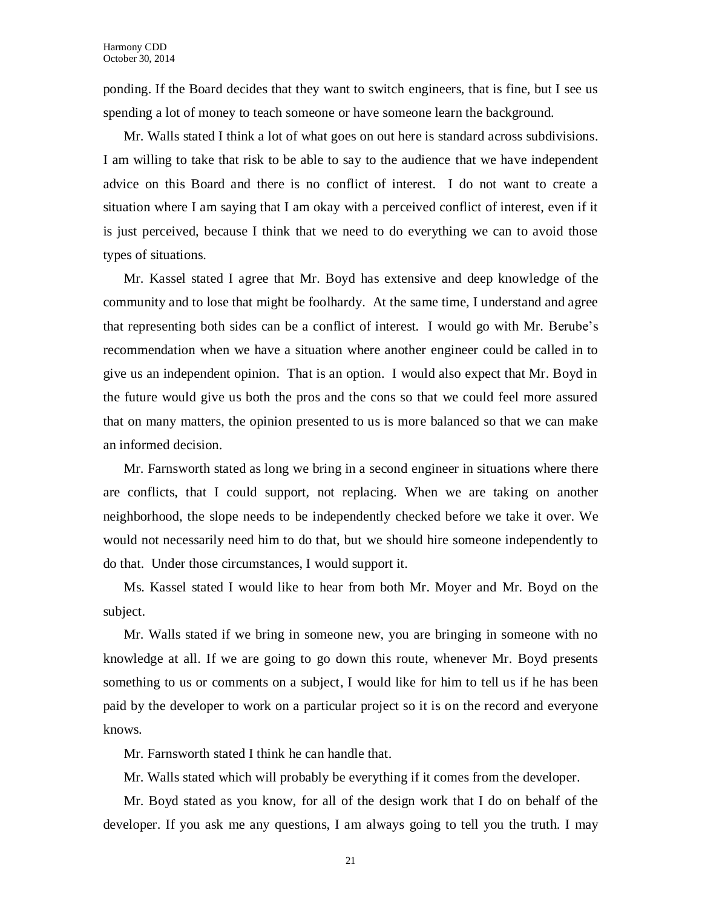ponding. If the Board decides that they want to switch engineers, that is fine, but I see us spending a lot of money to teach someone or have someone learn the background.

Mr. Walls stated I think a lot of what goes on out here is standard across subdivisions. I am willing to take that risk to be able to say to the audience that we have independent advice on this Board and there is no conflict of interest. I do not want to create a situation where I am saying that I am okay with a perceived conflict of interest, even if it is just perceived, because I think that we need to do everything we can to avoid those types of situations.

Mr. Kassel stated I agree that Mr. Boyd has extensive and deep knowledge of the community and to lose that might be foolhardy. At the same time, I understand and agree that representing both sides can be a conflict of interest. I would go with Mr. Berube's recommendation when we have a situation where another engineer could be called in to give us an independent opinion. That is an option. I would also expect that Mr. Boyd in the future would give us both the pros and the cons so that we could feel more assured that on many matters, the opinion presented to us is more balanced so that we can make an informed decision.

Mr. Farnsworth stated as long we bring in a second engineer in situations where there are conflicts, that I could support, not replacing. When we are taking on another neighborhood, the slope needs to be independently checked before we take it over. We would not necessarily need him to do that, but we should hire someone independently to do that. Under those circumstances, I would support it.

Ms. Kassel stated I would like to hear from both Mr. Moyer and Mr. Boyd on the subject.

Mr. Walls stated if we bring in someone new, you are bringing in someone with no knowledge at all. If we are going to go down this route, whenever Mr. Boyd presents something to us or comments on a subject, I would like for him to tell us if he has been paid by the developer to work on a particular project so it is on the record and everyone knows.

Mr. Farnsworth stated I think he can handle that.

Mr. Walls stated which will probably be everything if it comes from the developer.

Mr. Boyd stated as you know, for all of the design work that I do on behalf of the developer. If you ask me any questions, I am always going to tell you the truth. I may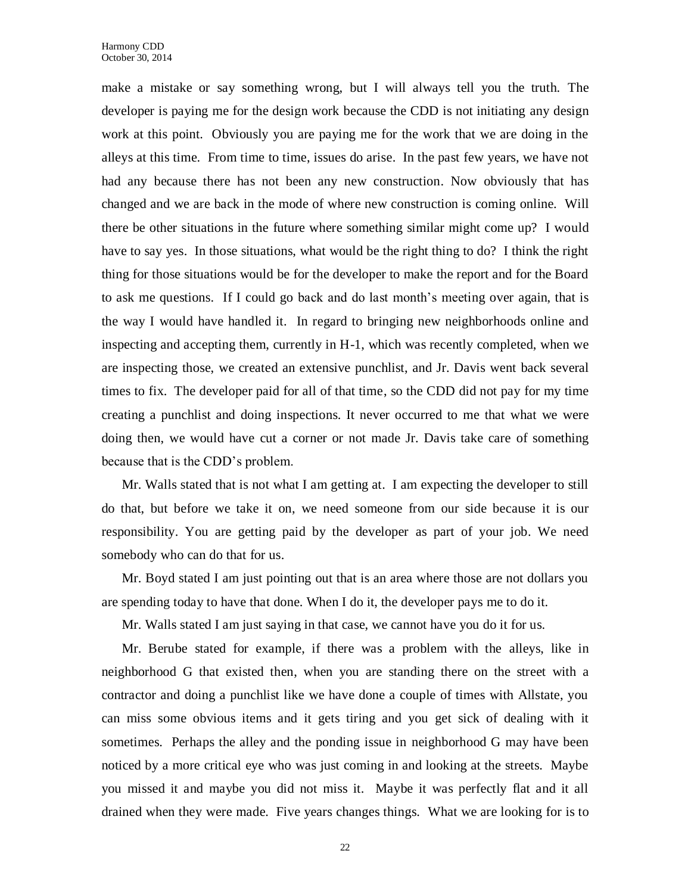make a mistake or say something wrong, but I will always tell you the truth. The developer is paying me for the design work because the CDD is not initiating any design work at this point. Obviously you are paying me for the work that we are doing in the alleys at this time. From time to time, issues do arise. In the past few years, we have not had any because there has not been any new construction. Now obviously that has changed and we are back in the mode of where new construction is coming online. Will there be other situations in the future where something similar might come up? I would have to say yes. In those situations, what would be the right thing to do? I think the right thing for those situations would be for the developer to make the report and for the Board to ask me questions. If I could go back and do last month's meeting over again, that is the way I would have handled it. In regard to bringing new neighborhoods online and inspecting and accepting them, currently in H-1, which was recently completed, when we are inspecting those, we created an extensive punchlist, and Jr. Davis went back several times to fix. The developer paid for all of that time, so the CDD did not pay for my time creating a punchlist and doing inspections. It never occurred to me that what we were doing then, we would have cut a corner or not made Jr. Davis take care of something because that is the CDD's problem.

Mr. Walls stated that is not what I am getting at. I am expecting the developer to still do that, but before we take it on, we need someone from our side because it is our responsibility. You are getting paid by the developer as part of your job. We need somebody who can do that for us.

Mr. Boyd stated I am just pointing out that is an area where those are not dollars you are spending today to have that done. When I do it, the developer pays me to do it.

Mr. Walls stated I am just saying in that case, we cannot have you do it for us.

Mr. Berube stated for example, if there was a problem with the alleys, like in neighborhood G that existed then, when you are standing there on the street with a contractor and doing a punchlist like we have done a couple of times with Allstate, you can miss some obvious items and it gets tiring and you get sick of dealing with it sometimes. Perhaps the alley and the ponding issue in neighborhood G may have been noticed by a more critical eye who was just coming in and looking at the streets. Maybe you missed it and maybe you did not miss it. Maybe it was perfectly flat and it all drained when they were made. Five years changes things. What we are looking for is to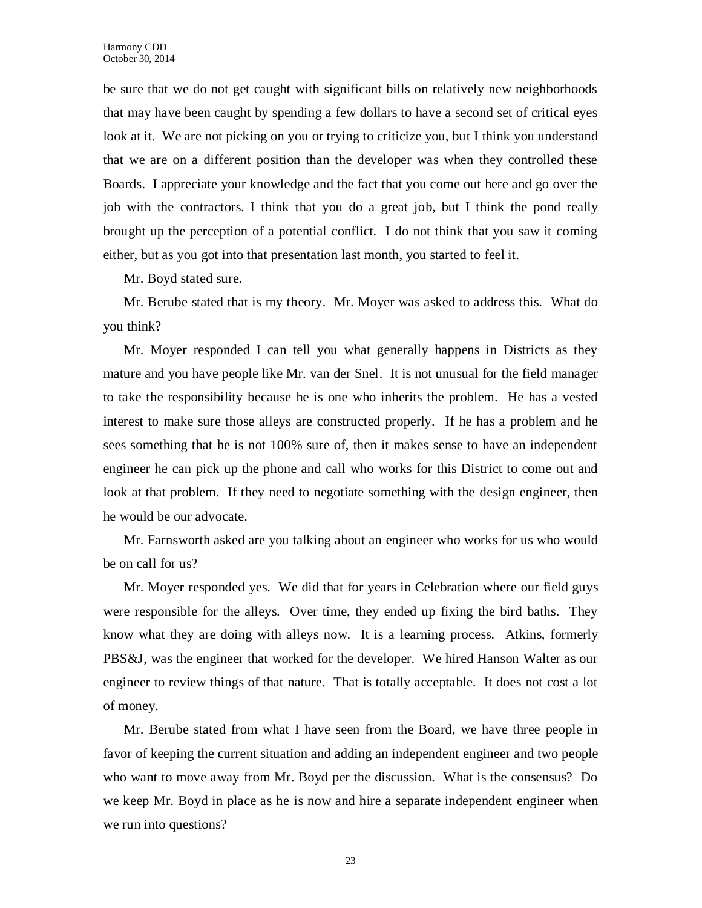be sure that we do not get caught with significant bills on relatively new neighborhoods that may have been caught by spending a few dollars to have a second set of critical eyes look at it. We are not picking on you or trying to criticize you, but I think you understand that we are on a different position than the developer was when they controlled these Boards. I appreciate your knowledge and the fact that you come out here and go over the job with the contractors. I think that you do a great job, but I think the pond really brought up the perception of a potential conflict. I do not think that you saw it coming either, but as you got into that presentation last month, you started to feel it.

Mr. Boyd stated sure.

Mr. Berube stated that is my theory. Mr. Moyer was asked to address this. What do you think?

Mr. Moyer responded I can tell you what generally happens in Districts as they mature and you have people like Mr. van der Snel. It is not unusual for the field manager to take the responsibility because he is one who inherits the problem. He has a vested interest to make sure those alleys are constructed properly. If he has a problem and he sees something that he is not 100% sure of, then it makes sense to have an independent engineer he can pick up the phone and call who works for this District to come out and look at that problem. If they need to negotiate something with the design engineer, then he would be our advocate.

Mr. Farnsworth asked are you talking about an engineer who works for us who would be on call for us?

Mr. Moyer responded yes. We did that for years in Celebration where our field guys were responsible for the alleys. Over time, they ended up fixing the bird baths. They know what they are doing with alleys now. It is a learning process. Atkins, formerly PBS&J, was the engineer that worked for the developer. We hired Hanson Walter as our engineer to review things of that nature. That is totally acceptable. It does not cost a lot of money.

Mr. Berube stated from what I have seen from the Board, we have three people in favor of keeping the current situation and adding an independent engineer and two people who want to move away from Mr. Boyd per the discussion. What is the consensus? Do we keep Mr. Boyd in place as he is now and hire a separate independent engineer when we run into questions?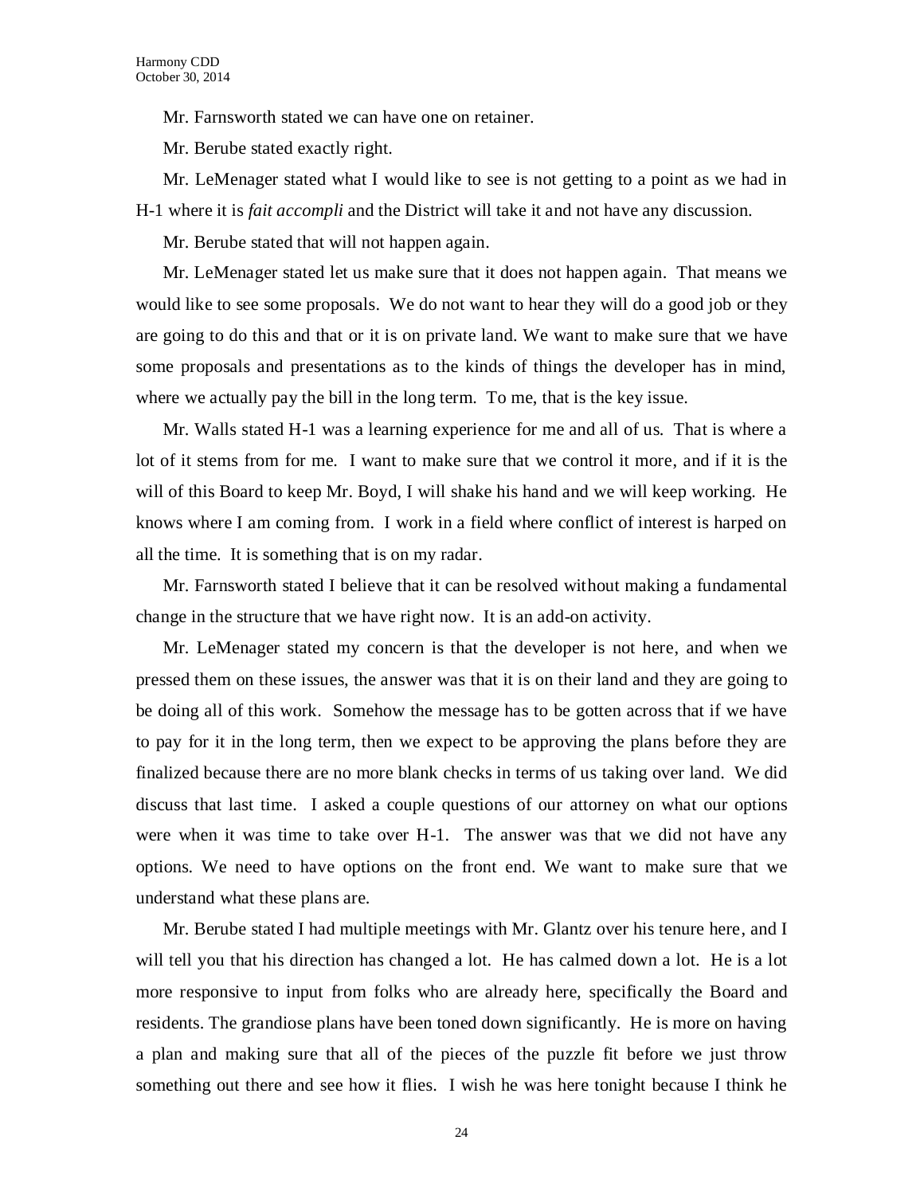Mr. Farnsworth stated we can have one on retainer.

Mr. Berube stated exactly right.

Mr. LeMenager stated what I would like to see is not getting to a point as we had in H-1 where it is *fait accompli* and the District will take it and not have any discussion.

Mr. Berube stated that will not happen again.

Mr. LeMenager stated let us make sure that it does not happen again. That means we would like to see some proposals. We do not want to hear they will do a good job or they are going to do this and that or it is on private land. We want to make sure that we have some proposals and presentations as to the kinds of things the developer has in mind, where we actually pay the bill in the long term. To me, that is the key issue.

Mr. Walls stated H-1 was a learning experience for me and all of us. That is where a lot of it stems from for me. I want to make sure that we control it more, and if it is the will of this Board to keep Mr. Boyd, I will shake his hand and we will keep working. He knows where I am coming from. I work in a field where conflict of interest is harped on all the time. It is something that is on my radar.

Mr. Farnsworth stated I believe that it can be resolved without making a fundamental change in the structure that we have right now. It is an add-on activity.

Mr. LeMenager stated my concern is that the developer is not here, and when we pressed them on these issues, the answer was that it is on their land and they are going to be doing all of this work. Somehow the message has to be gotten across that if we have to pay for it in the long term, then we expect to be approving the plans before they are finalized because there are no more blank checks in terms of us taking over land. We did discuss that last time. I asked a couple questions of our attorney on what our options were when it was time to take over H-1. The answer was that we did not have any options. We need to have options on the front end. We want to make sure that we understand what these plans are.

Mr. Berube stated I had multiple meetings with Mr. Glantz over his tenure here, and I will tell you that his direction has changed a lot. He has calmed down a lot. He is a lot more responsive to input from folks who are already here, specifically the Board and residents. The grandiose plans have been toned down significantly. He is more on having a plan and making sure that all of the pieces of the puzzle fit before we just throw something out there and see how it flies. I wish he was here tonight because I think he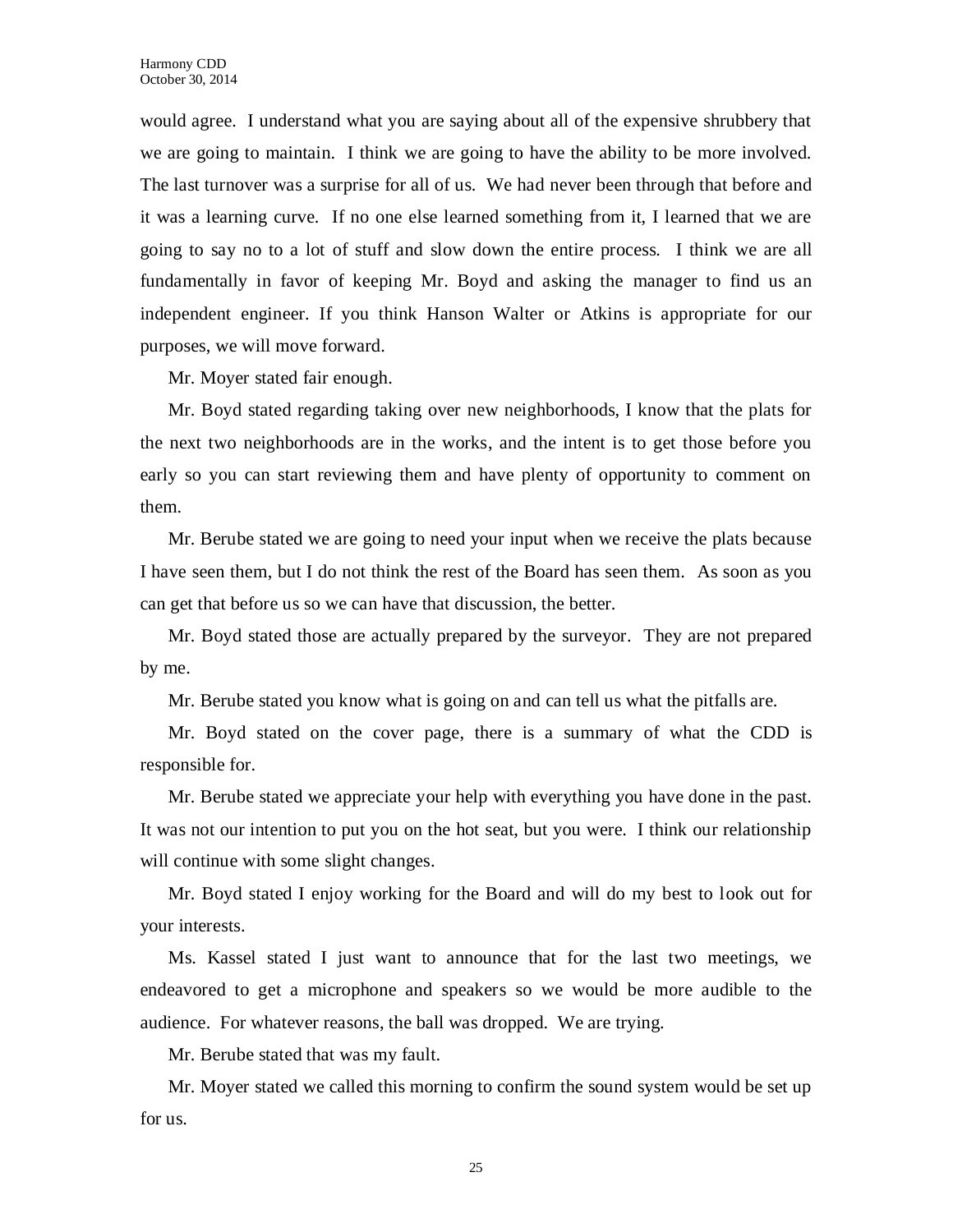would agree. I understand what you are saying about all of the expensive shrubbery that we are going to maintain. I think we are going to have the ability to be more involved. The last turnover was a surprise for all of us. We had never been through that before and it was a learning curve. If no one else learned something from it, I learned that we are going to say no to a lot of stuff and slow down the entire process. I think we are all fundamentally in favor of keeping Mr. Boyd and asking the manager to find us an independent engineer. If you think Hanson Walter or Atkins is appropriate for our purposes, we will move forward.

Mr. Moyer stated fair enough.

Mr. Boyd stated regarding taking over new neighborhoods, I know that the plats for the next two neighborhoods are in the works, and the intent is to get those before you early so you can start reviewing them and have plenty of opportunity to comment on them.

Mr. Berube stated we are going to need your input when we receive the plats because I have seen them, but I do not think the rest of the Board has seen them. As soon as you can get that before us so we can have that discussion, the better.

Mr. Boyd stated those are actually prepared by the surveyor. They are not prepared by me.

Mr. Berube stated you know what is going on and can tell us what the pitfalls are.

Mr. Boyd stated on the cover page, there is a summary of what the CDD is responsible for.

Mr. Berube stated we appreciate your help with everything you have done in the past. It was not our intention to put you on the hot seat, but you were. I think our relationship will continue with some slight changes.

Mr. Boyd stated I enjoy working for the Board and will do my best to look out for your interests.

Ms. Kassel stated I just want to announce that for the last two meetings, we endeavored to get a microphone and speakers so we would be more audible to the audience. For whatever reasons, the ball was dropped. We are trying.

Mr. Berube stated that was my fault.

Mr. Moyer stated we called this morning to confirm the sound system would be set up for us.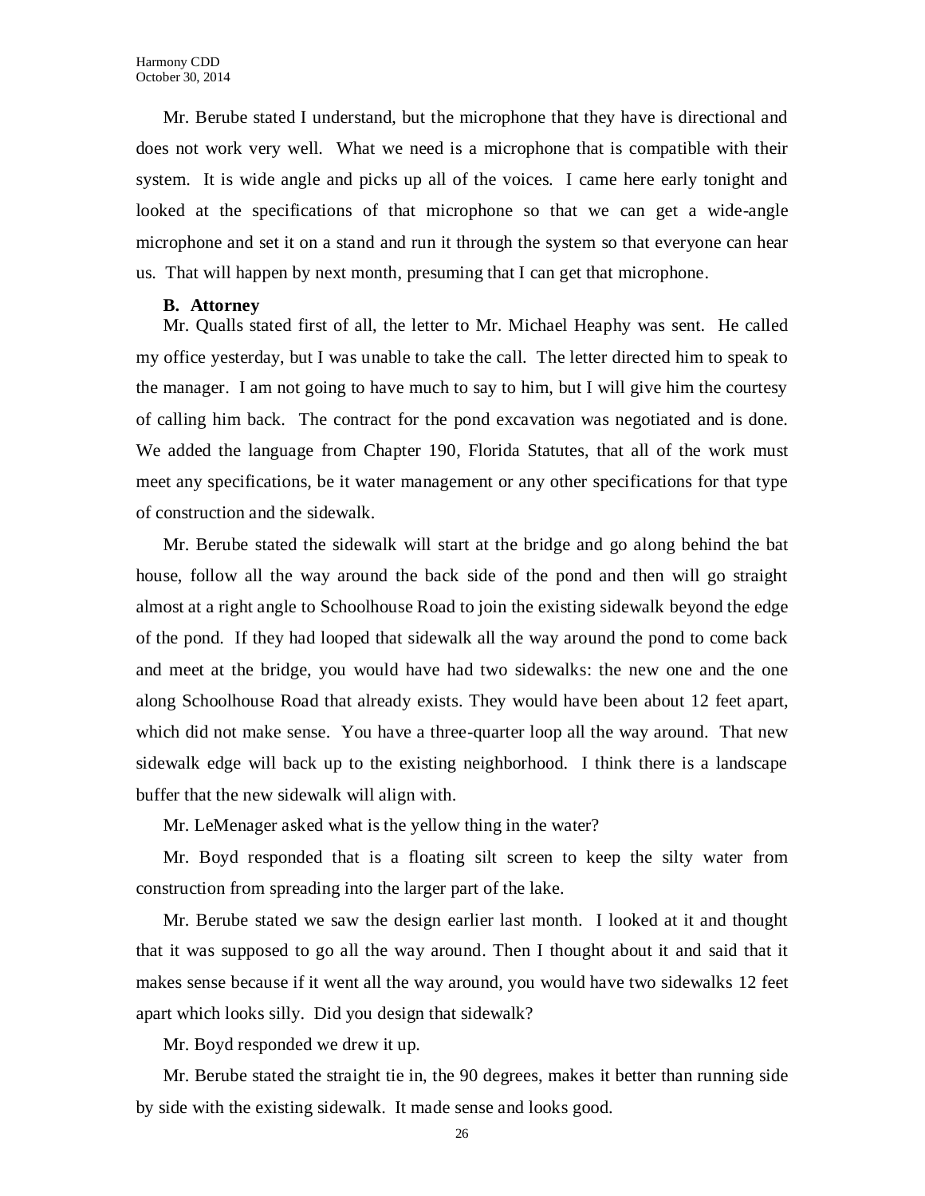Mr. Berube stated I understand, but the microphone that they have is directional and does not work very well. What we need is a microphone that is compatible with their system. It is wide angle and picks up all of the voices. I came here early tonight and looked at the specifications of that microphone so that we can get a wide-angle microphone and set it on a stand and run it through the system so that everyone can hear us. That will happen by next month, presuming that I can get that microphone.

**B. Attorney**

Mr. Qualls stated first of all, the letter to Mr. Michael Heaphy was sent. He called my office yesterday, but I was unable to take the call. The letter directed him to speak to the manager. I am not going to have much to say to him, but I will give him the courtesy of calling him back. The contract for the pond excavation was negotiated and is done. We added the language from Chapter 190, Florida Statutes, that all of the work must meet any specifications, be it water management or any other specifications for that type of construction and the sidewalk.

Mr. Berube stated the sidewalk will start at the bridge and go along behind the bat house, follow all the way around the back side of the pond and then will go straight almost at a right angle to Schoolhouse Road to join the existing sidewalk beyond the edge of the pond. If they had looped that sidewalk all the way around the pond to come back and meet at the bridge, you would have had two sidewalks: the new one and the one along Schoolhouse Road that already exists. They would have been about 12 feet apart, which did not make sense. You have a three-quarter loop all the way around. That new sidewalk edge will back up to the existing neighborhood. I think there is a landscape buffer that the new sidewalk will align with.

Mr. LeMenager asked what is the yellow thing in the water?

Mr. Boyd responded that is a floating silt screen to keep the silty water from construction from spreading into the larger part of the lake.

Mr. Berube stated we saw the design earlier last month. I looked at it and thought that it was supposed to go all the way around. Then I thought about it and said that it makes sense because if it went all the way around, you would have two sidewalks 12 feet apart which looks silly. Did you design that sidewalk?

Mr. Boyd responded we drew it up.

Mr. Berube stated the straight tie in, the 90 degrees, makes it better than running side by side with the existing sidewalk. It made sense and looks good.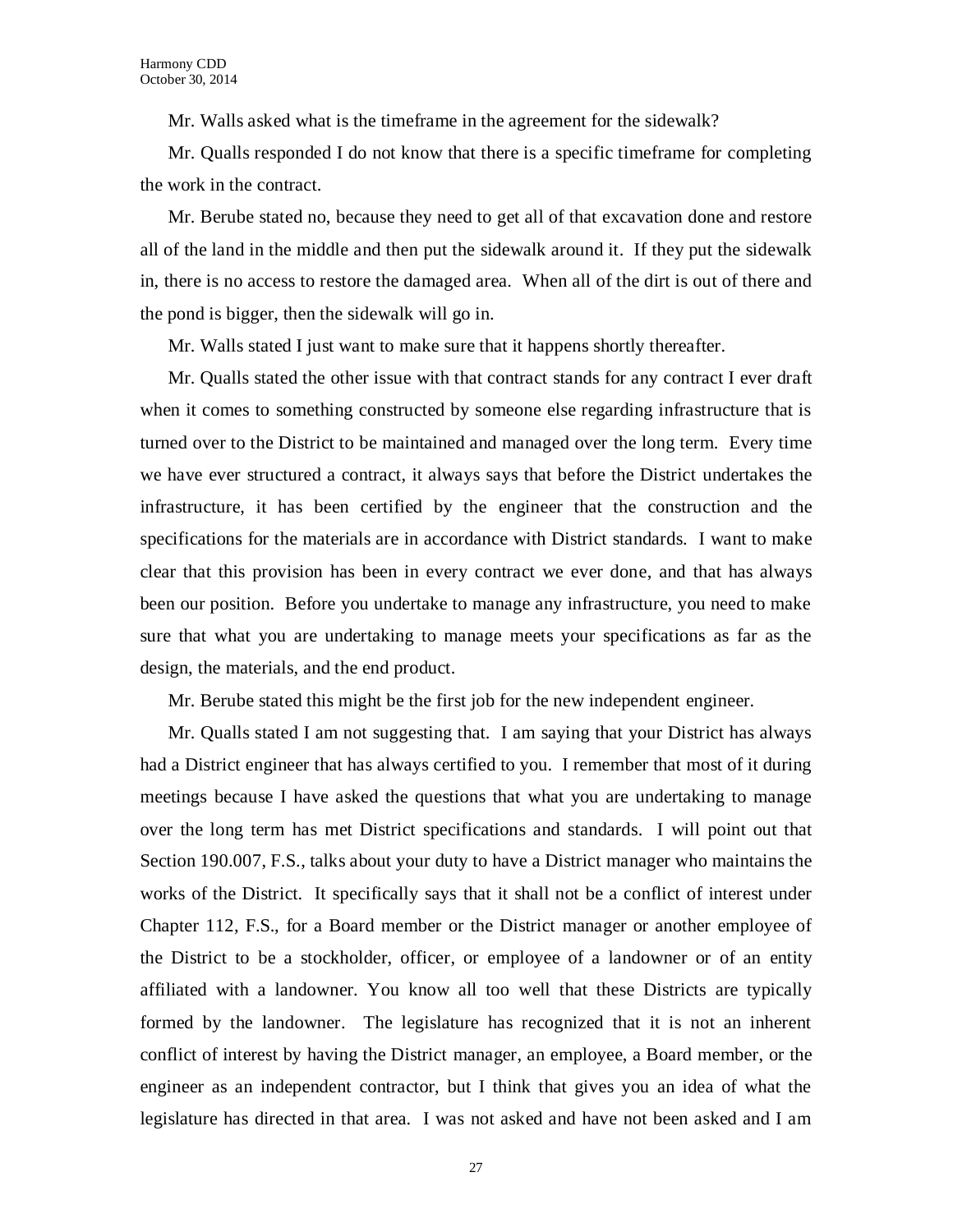Mr. Walls asked what is the timeframe in the agreement for the sidewalk?

Mr. Qualls responded I do not know that there is a specific timeframe for completing the work in the contract.

Mr. Berube stated no, because they need to get all of that excavation done and restore all of the land in the middle and then put the sidewalk around it. If they put the sidewalk in, there is no access to restore the damaged area. When all of the dirt is out of there and the pond is bigger, then the sidewalk will go in.

Mr. Walls stated I just want to make sure that it happens shortly thereafter.

Mr. Qualls stated the other issue with that contract stands for any contract I ever draft when it comes to something constructed by someone else regarding infrastructure that is turned over to the District to be maintained and managed over the long term. Every time we have ever structured a contract, it always says that before the District undertakes the infrastructure, it has been certified by the engineer that the construction and the specifications for the materials are in accordance with District standards. I want to make clear that this provision has been in every contract we ever done, and that has always been our position. Before you undertake to manage any infrastructure, you need to make sure that what you are undertaking to manage meets your specifications as far as the design, the materials, and the end product.

Mr. Berube stated this might be the first job for the new independent engineer.

Mr. Qualls stated I am not suggesting that. I am saying that your District has always had a District engineer that has always certified to you. I remember that most of it during meetings because I have asked the questions that what you are undertaking to manage over the long term has met District specifications and standards. I will point out that Section 190.007, F.S., talks about your duty to have a District manager who maintains the works of the District. It specifically says that it shall not be a conflict of interest under Chapter 112, F.S., for a Board member or the District manager or another employee of the District to be a stockholder, officer, or employee of a landowner or of an entity affiliated with a landowner. You know all too well that these Districts are typically formed by the landowner. The legislature has recognized that it is not an inherent conflict of interest by having the District manager, an employee, a Board member, or the engineer as an independent contractor, but I think that gives you an idea of what the legislature has directed in that area. I was not asked and have not been asked and I am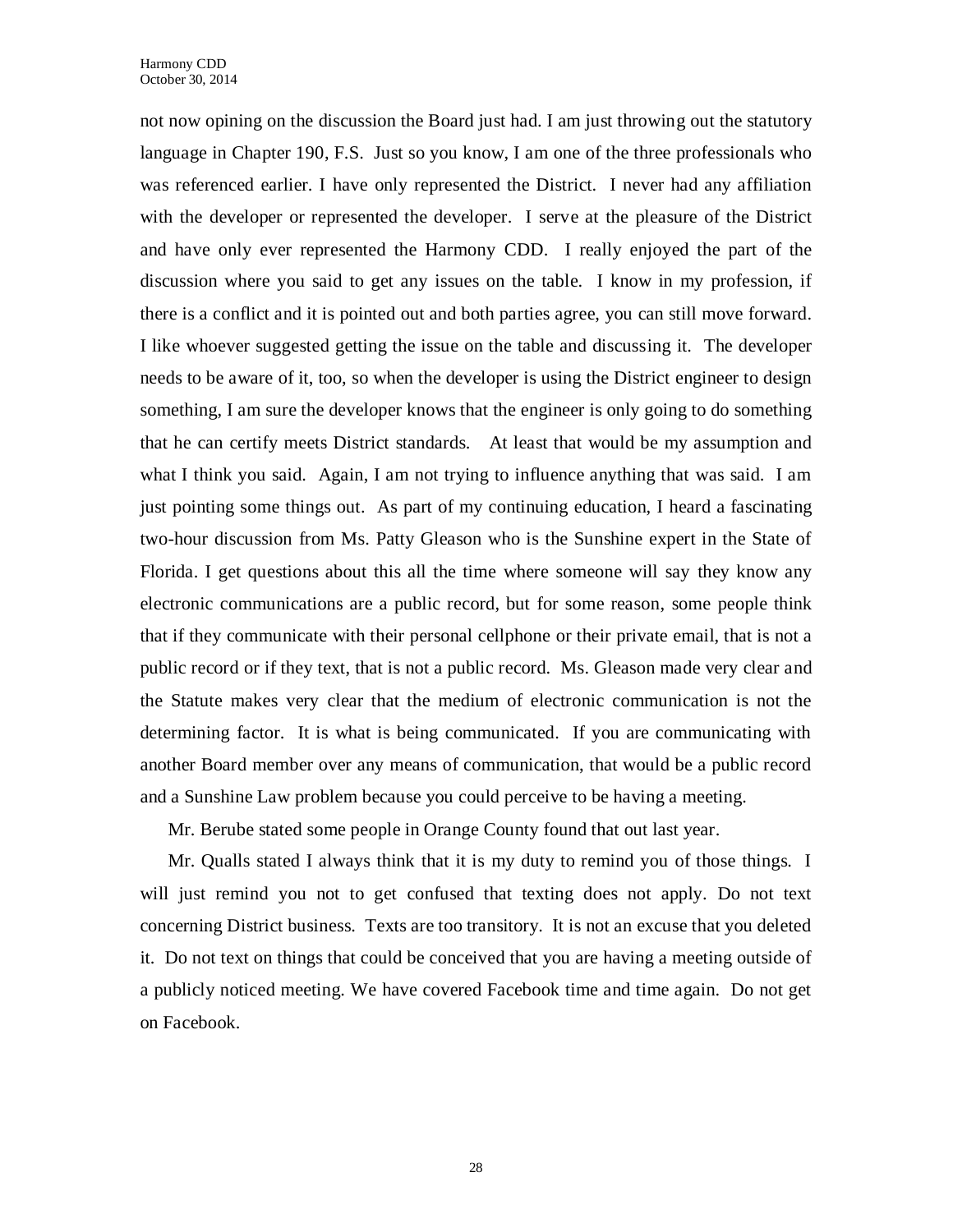not now opining on the discussion the Board just had. I am just throwing out the statutory language in Chapter 190, F.S. Just so you know, I am one of the three professionals who was referenced earlier. I have only represented the District. I never had any affiliation with the developer or represented the developer. I serve at the pleasure of the District and have only ever represented the Harmony CDD. I really enjoyed the part of the discussion where you said to get any issues on the table. I know in my profession, if there is a conflict and it is pointed out and both parties agree, you can still move forward. I like whoever suggested getting the issue on the table and discussing it. The developer needs to be aware of it, too, so when the developer is using the District engineer to design something, I am sure the developer knows that the engineer is only going to do something that he can certify meets District standards. At least that would be my assumption and what I think you said. Again, I am not trying to influence anything that was said. I am just pointing some things out. As part of my continuing education, I heard a fascinating two-hour discussion from Ms. Patty Gleason who is the Sunshine expert in the State of Florida. I get questions about this all the time where someone will say they know any electronic communications are a public record, but for some reason, some people think that if they communicate with their personal cellphone or their private email, that is not a public record or if they text, that is not a public record. Ms. Gleason made very clear and the Statute makes very clear that the medium of electronic communication is not the determining factor. It is what is being communicated. If you are communicating with another Board member over any means of communication, that would be a public record and a Sunshine Law problem because you could perceive to be having a meeting.

Mr. Berube stated some people in Orange County found that out last year.

Mr. Qualls stated I always think that it is my duty to remind you of those things. I will just remind you not to get confused that texting does not apply. Do not text concerning District business. Texts are too transitory. It is not an excuse that you deleted it. Do not text on things that could be conceived that you are having a meeting outside of a publicly noticed meeting. We have covered Facebook time and time again. Do not get on Facebook.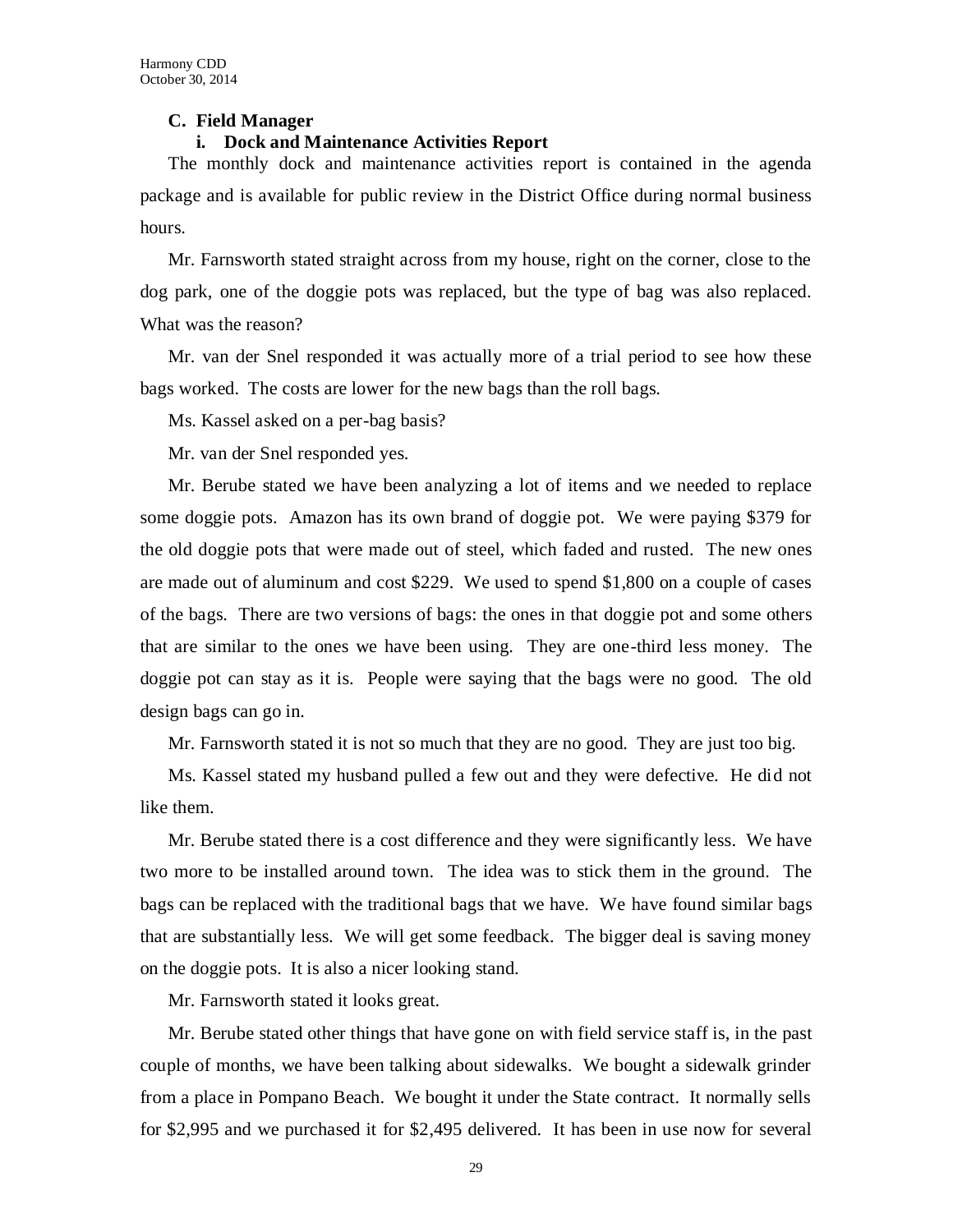### C. Field Manager

#### i. Dock and Maintenance Activities Report

The monthly dock and maintenance activities report is contained in the agenda package and is available for public review in the District Office during normal business hours.

Mr. Farnsworth stated straight across from my house, right on the corner, close to the dog park, one of the doggie pots was replaced, but the type of bag was also replaced. What was the reason?

Mr. van der Snel responded it was actually more of a trial period to see how these bags worked. The costs are lower for the new bags than the roll bags.

Ms. Kassel asked on a per-bag basis?

Mr. van der Snel responded yes.

Mr. Berube stated we have been analyzing a lot of items and we needed to replace some doggie pots. Amazon has its own brand of doggie pot. We were paying $379 for the old doggie pots that were made out of steel, which faded and rusted. The new ones are made out of aluminum and cost $229. We used to spend $1,800 on a couple of cases of the bags. There are two versions of bags: the ones in that doggie pot and some others that are similar to the ones we have been using. They are one-third less money. The doggie pot can stay as it is. People were saying that the bags were no good. The old design bags can go in.

Mr. Farnsworth stated it is not so much that they are no good. They are just too big.

Ms. Kassel stated my husband pulled a few out and they were defective. He did not like them.

Mr. Berube stated there is a cost difference and they were significantly less. We have two more to be installed around town. The idea was to stick them in the ground. The bags can be replaced with the traditional bags that we have. We have found similar bags that are substantially less. We will get some feedback. The bigger deal is saving money on the doggie pots. It is also a nicer looking stand.

Mr. Farnsworth stated it looks great.

Mr. Berube stated other things that have gone on with field service staff is, in the past couple of months, we have been talking about sidewalks. We bought a sidewalk grinder from a place in Pompano Beach. We bought it under the State contract. It normally sells for $2,995 and we purchased it for $2,495 delivered. It has been in use now for several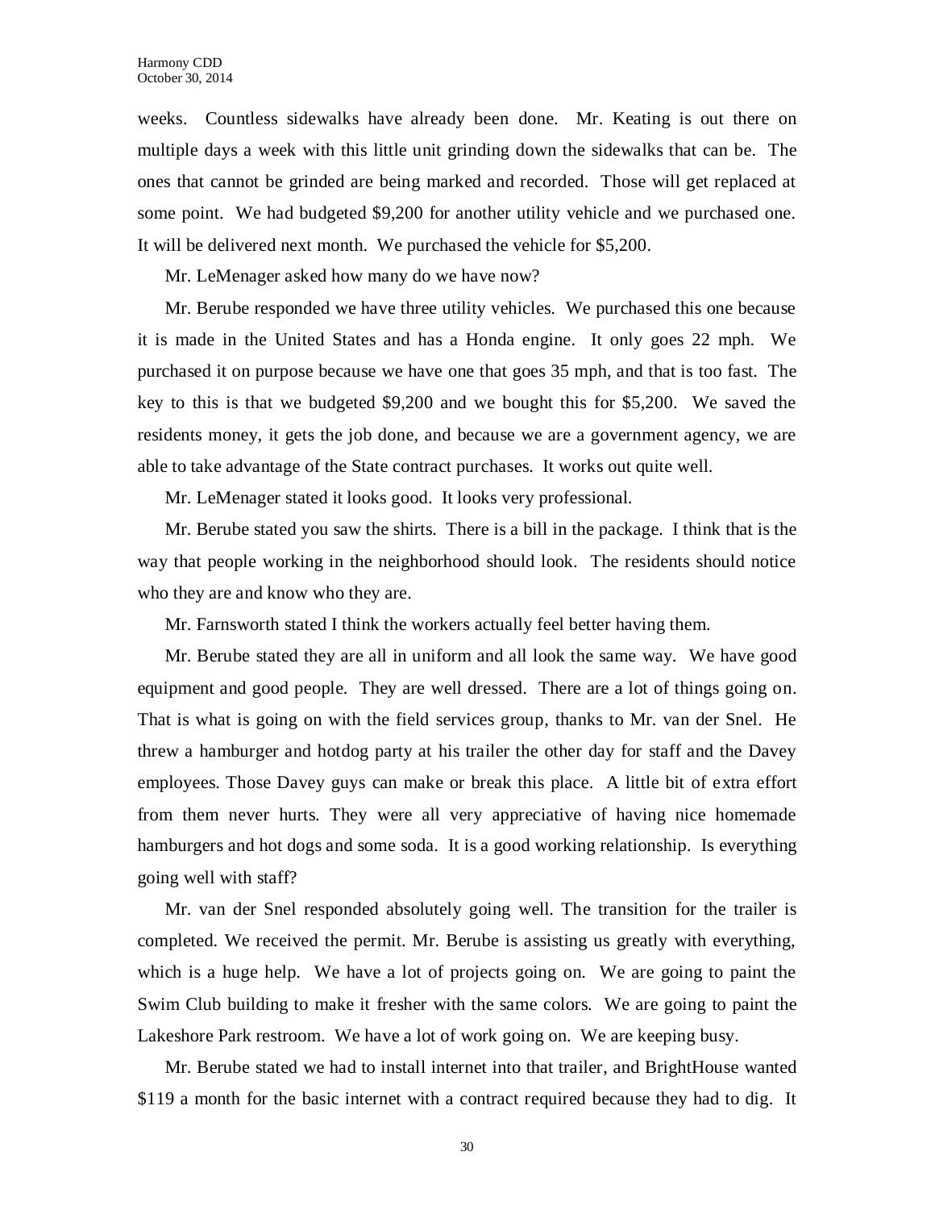weeks. Countless sidewalks have already been done. Mr. Keating is out there on multiple days a week with this little unit grinding down the sidewalks that can be. The ones that cannot be grinded are being marked and recorded. Those will get replaced at some point. We had budgeted $9,200 for another utility vehicle and we purchased one. It will be delivered next month. We purchased the vehicle for $5,200.

Mr. LeMenager asked how many do we have now?

Mr. Berube responded we have three utility vehicles. We purchased this one because it is made in the United States and has a Honda engine. It only goes 22 mph. We purchased it on purpose because we have one that goes 35 mph, and that is too fast. The key to this is that we budgeted $9,200 and we bought this for $5,200. We saved the residents money, it gets the job done, and because we are a government agency, we are able to take advantage of the State contract purchases. It works out quite well.

Mr. LeMenager stated it looks good. It looks very professional.

Mr. Berube stated you saw the shirts. There is a bill in the package. I think that is the way that people working in the neighborhood should look. The residents should notice who they are and know who they are.

Mr. Farnsworth stated I think the workers actually feel better having them.

Mr. Berube stated they are all in uniform and all look the same way. We have good equipment and good people. They are well dressed. There are a lot of things going on. That is what is going on with the field services group, thanks to Mr. van der Snel. He threw a hamburger and hotdog party at his trailer the other day for staff and the Davey employees. Those Davey guys can make or break this place. A little bit of extra effort from them never hurts. They were all very appreciative of having nice homemade hamburgers and hot dogs and some soda. It is a good working relationship. Is everything going well with staff?

Mr. van der Snel responded absolutely going well. The transition for the trailer is completed. We received the permit. Mr. Berube is assisting us greatly with everything, which is a huge help. We have a lot of projects going on. We are going to paint the Swim Club building to make it fresher with the same colors. We are going to paint the Lakeshore Park restroom. We have a lot of work going on. We are keeping busy.

Mr. Berube stated we had to install internet into that trailer, and BrightHouse wanted $119 a month for the basic internet with a contract required because they had to dig. It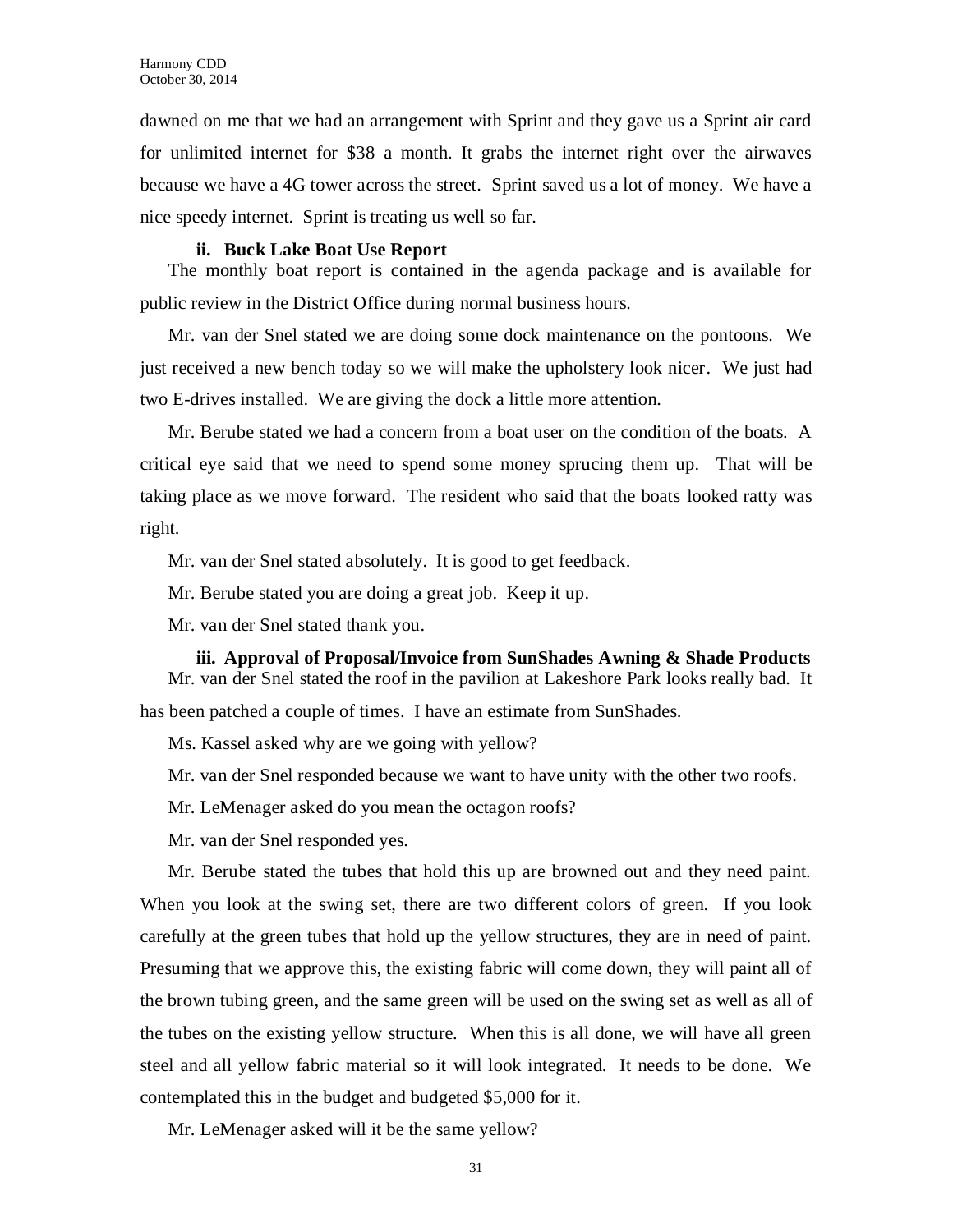dawned on me that we had an arrangement with Sprint and they gave us a Sprint air card for unlimited internet for $38 a month. It grabs the internet right over the airwaves because we have a 4G tower across the street. Sprint saved us a lot of money. We have a nice speedy internet. Sprint is treating us well so far.

**ii. Buck Lake Boat Use Report**

The monthly boat report is contained in the agenda package and is available for public review in the District Office during normal business hours.

Mr. van der Snel stated we are doing some dock maintenance on the pontoons. We just received a new bench today so we will make the upholstery look nicer. We just had two E-drives installed. We are giving the dock a little more attention.

Mr. Berube stated we had a concern from a boat user on the condition of the boats. A critical eye said that we need to spend some money sprucing them up. That will be taking place as we move forward. The resident who said that the boats looked ratty was right.

Mr. van der Snel stated absolutely. It is good to get feedback.

Mr. Berube stated you are doing a great job. Keep it up.

Mr. van der Snel stated thank you.

**iii. Approval of Proposal/Invoice from SunShades Awning & Shade Products**

Mr. van der Snel stated the roof in the pavilion at Lakeshore Park looks really bad. It has been patched a couple of times. I have an estimate from SunShades.

Ms. Kassel asked why are we going with yellow?

Mr. van der Snel responded because we want to have unity with the other two roofs.

Mr. LeMenager asked do you mean the octagon roofs?

Mr. van der Snel responded yes.

Mr. Berube stated the tubes that hold this up are browned out and they need paint. When you look at the swing set, there are two different colors of green. If you look carefully at the green tubes that hold up the yellow structures, they are in need of paint. Presuming that we approve this, the existing fabric will come down, they will paint all of the brown tubing green, and the same green will be used on the swing set as well as all of the tubes on the existing yellow structure. When this is all done, we will have all green steel and all yellow fabric material so it will look integrated. It needs to be done. We contemplated this in the budget and budgeted $5,000 for it.

Mr. LeMenager asked will it be the same yellow?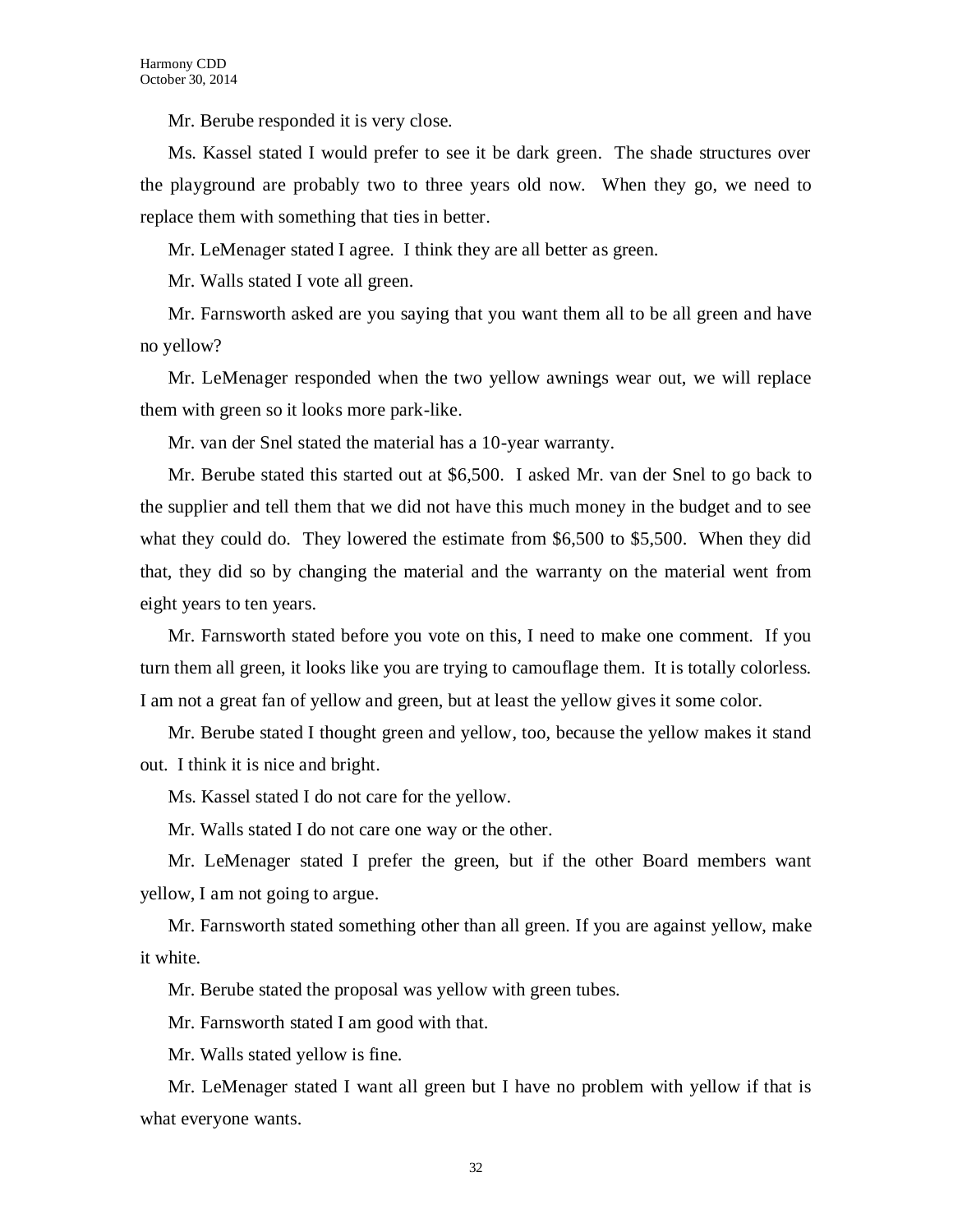Mr. Berube responded it is very close.

Ms. Kassel stated I would prefer to see it be dark green. The shade structures over the playground are probably two to three years old now. When they go, we need to replace them with something that ties in better.

Mr. LeMenager stated I agree. I think they are all better as green.

Mr. Walls stated I vote all green.

Mr. Farnsworth asked are you saying that you want them all to be all green and have no yellow?

Mr. LeMenager responded when the two yellow awnings wear out, we will replace them with green so it looks more park-like.

Mr. van der Snel stated the material has a 10-year warranty.

Mr. Berube stated this started out at $6,500. I asked Mr. van der Snel to go back to the supplier and tell them that we did not have this much money in the budget and to see what they could do. They lowered the estimate from $6,500 to $5,500. When they did that, they did so by changing the material and the warranty on the material went from eight years to ten years.

Mr. Farnsworth stated before you vote on this, I need to make one comment. If you turn them all green, it looks like you are trying to camouflage them. It is totally colorless. I am not a great fan of yellow and green, but at least the yellow gives it some color.

Mr. Berube stated I thought green and yellow, too, because the yellow makes it stand out. I think it is nice and bright.

Ms. Kassel stated I do not care for the yellow.

Mr. Walls stated I do not care one way or the other.

Mr. LeMenager stated I prefer the green, but if the other Board members want yellow, I am not going to argue.

Mr. Farnsworth stated something other than all green. If you are against yellow, make it white.

Mr. Berube stated the proposal was yellow with green tubes.

Mr. Farnsworth stated I am good with that.

Mr. Walls stated yellow is fine.

Mr. LeMenager stated I want all green but I have no problem with yellow if that is what everyone wants.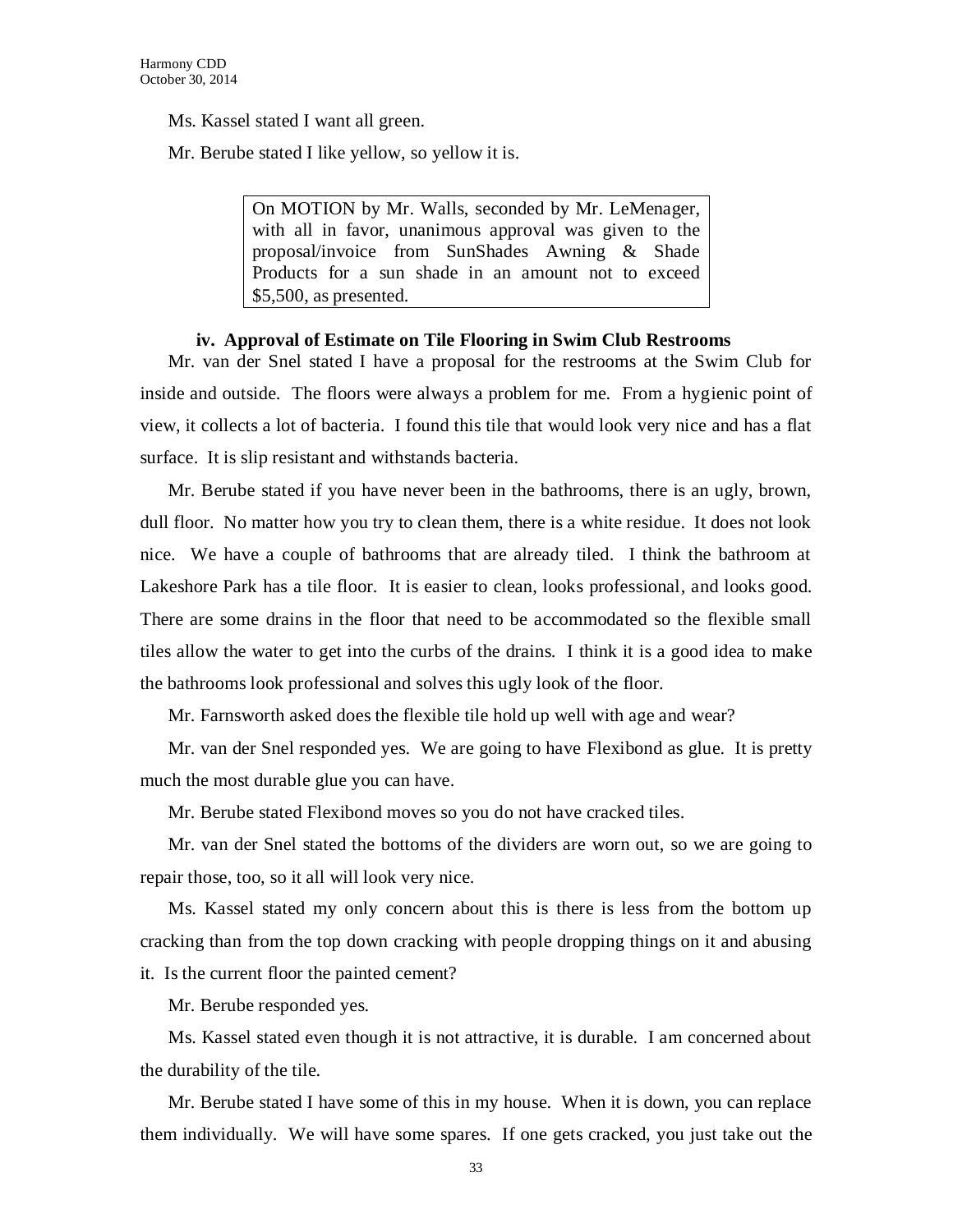Ms. Kassel stated I want all green.

Mr. Berube stated I like yellow, so yellow it is.

> On MOTION by Mr. Walls, seconded by Mr. LeMenager, with all in favor, unanimous approval was given to the proposal/invoice from SunShades Awning & Shade Products for a sun shade in an amount not to exceed $5,500, as presented.

**iv. Approval of Estimate on Tile Flooring in Swim Club Restrooms**

Mr. van der Snel stated I have a proposal for the restrooms at the Swim Club for inside and outside. The floors were always a problem for me. From a hygienic point of view, it collects a lot of bacteria. I found this tile that would look very nice and has a flat surface. It is slip resistant and withstands bacteria.

Mr. Berube stated if you have never been in the bathrooms, there is an ugly, brown, dull floor. No matter how you try to clean them, there is a white residue. It does not look nice. We have a couple of bathrooms that are already tiled. I think the bathroom at Lakeshore Park has a tile floor. It is easier to clean, looks professional, and looks good. There are some drains in the floor that need to be accommodated so the flexible small tiles allow the water to get into the curbs of the drains. I think it is a good idea to make the bathrooms look professional and solves this ugly look of the floor.

Mr. Farnsworth asked does the flexible tile hold up well with age and wear?

Mr. van der Snel responded yes. We are going to have Flexibond as glue. It is pretty much the most durable glue you can have.

Mr. Berube stated Flexibond moves so you do not have cracked tiles.

Mr. van der Snel stated the bottoms of the dividers are worn out, so we are going to repair those, too, so it all will look very nice.

Ms. Kassel stated my only concern about this is there is less from the bottom up cracking than from the top down cracking with people dropping things on it and abusing it. Is the current floor the painted cement?

Mr. Berube responded yes.

Ms. Kassel stated even though it is not attractive, it is durable. I am concerned about the durability of the tile.

Mr. Berube stated I have some of this in my house. When it is down, you can replace them individually. We will have some spares. If one gets cracked, you just take out the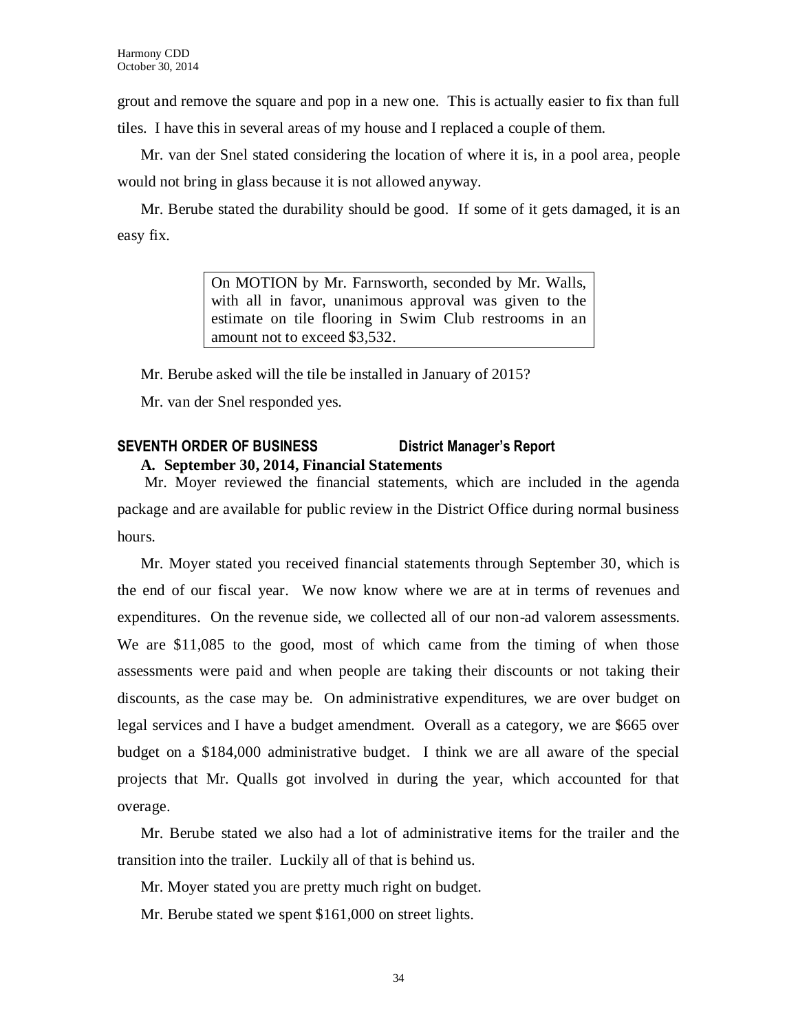grout and remove the square and pop in a new one. This is actually easier to fix than full tiles. I have this in several areas of my house and I replaced a couple of them.

Mr. van der Snel stated considering the location of where it is, in a pool area, people would not bring in glass because it is not allowed anyway.

Mr. Berube stated the durability should be good. If some of it gets damaged, it is an easy fix.

> On MOTION by Mr. Farnsworth, seconded by Mr. Walls, with all in favor, unanimous approval was given to the estimate on tile flooring in Swim Club restrooms in an amount not to exceed $3,532.

Mr. Berube asked will the tile be installed in January of 2015?

Mr. van der Snel responded yes.

## SEVENTH ORDER OF BUSINESS — District Manager's Report

### A. September 30, 2014, Financial Statements

Mr. Moyer reviewed the financial statements, which are included in the agenda package and are available for public review in the District Office during normal business hours.

Mr. Moyer stated you received financial statements through September 30, which is the end of our fiscal year. We now know where we are at in terms of revenues and expenditures. On the revenue side, we collected all of our non-ad valorem assessments. We are $11,085 to the good, most of which came from the timing of when those assessments were paid and when people are taking their discounts or not taking their discounts, as the case may be. On administrative expenditures, we are over budget on legal services and I have a budget amendment. Overall as a category, we are $665 over budget on a $184,000 administrative budget. I think we are all aware of the special projects that Mr. Qualls got involved in during the year, which accounted for that overage.

Mr. Berube stated we also had a lot of administrative items for the trailer and the transition into the trailer. Luckily all of that is behind us.

Mr. Moyer stated you are pretty much right on budget.

Mr. Berube stated we spent $161,000 on street lights.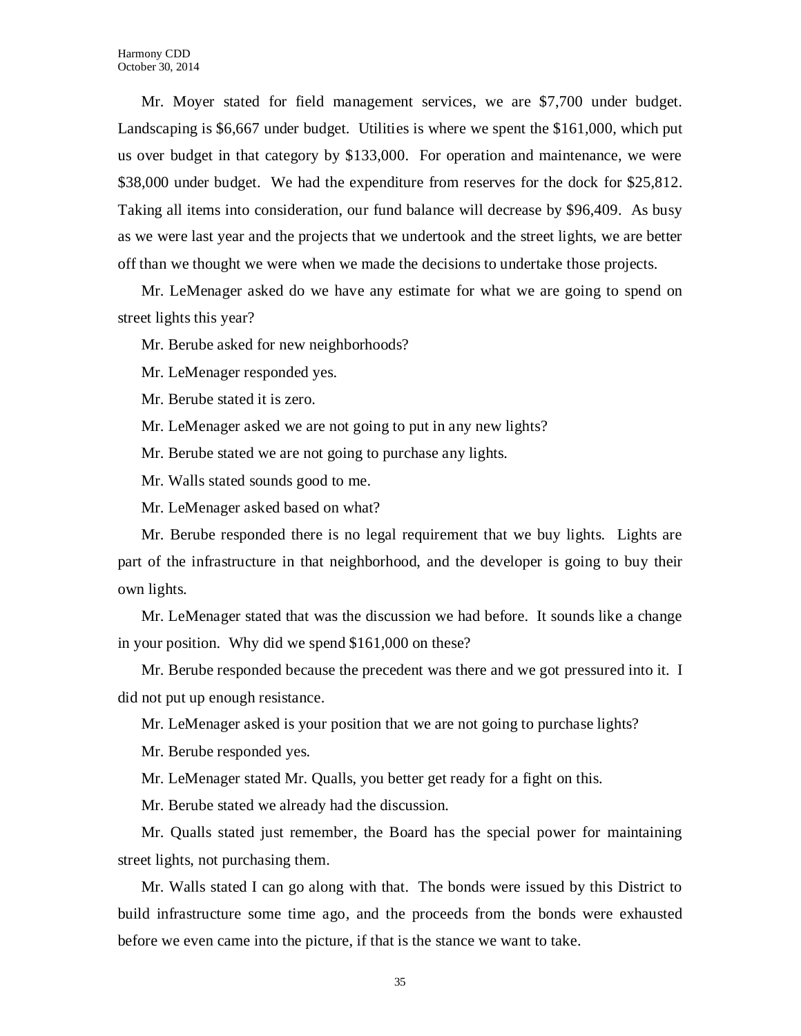Mr. Moyer stated for field management services, we are $7,700 under budget. Landscaping is $6,667 under budget. Utilities is where we spent the $161,000, which put us over budget in that category by $133,000. For operation and maintenance, we were $38,000 under budget. We had the expenditure from reserves for the dock for $25,812. Taking all items into consideration, our fund balance will decrease by $96,409. As busy as we were last year and the projects that we undertook and the street lights, we are better off than we thought we were when we made the decisions to undertake those projects.

Mr. LeMenager asked do we have any estimate for what we are going to spend on street lights this year?

Mr. Berube asked for new neighborhoods?

Mr. LeMenager responded yes.

Mr. Berube stated it is zero.

Mr. LeMenager asked we are not going to put in any new lights?

Mr. Berube stated we are not going to purchase any lights.

Mr. Walls stated sounds good to me.

Mr. LeMenager asked based on what?

Mr. Berube responded there is no legal requirement that we buy lights. Lights are part of the infrastructure in that neighborhood, and the developer is going to buy their own lights.

Mr. LeMenager stated that was the discussion we had before. It sounds like a change in your position. Why did we spend $161,000 on these?

Mr. Berube responded because the precedent was there and we got pressured into it. I did not put up enough resistance.

Mr. LeMenager asked is your position that we are not going to purchase lights?

Mr. Berube responded yes.

Mr. LeMenager stated Mr. Qualls, you better get ready for a fight on this.

Mr. Berube stated we already had the discussion.

Mr. Qualls stated just remember, the Board has the special power for maintaining street lights, not purchasing them.

Mr. Walls stated I can go along with that. The bonds were issued by this District to build infrastructure some time ago, and the proceeds from the bonds were exhausted before we even came into the picture, if that is the stance we want to take.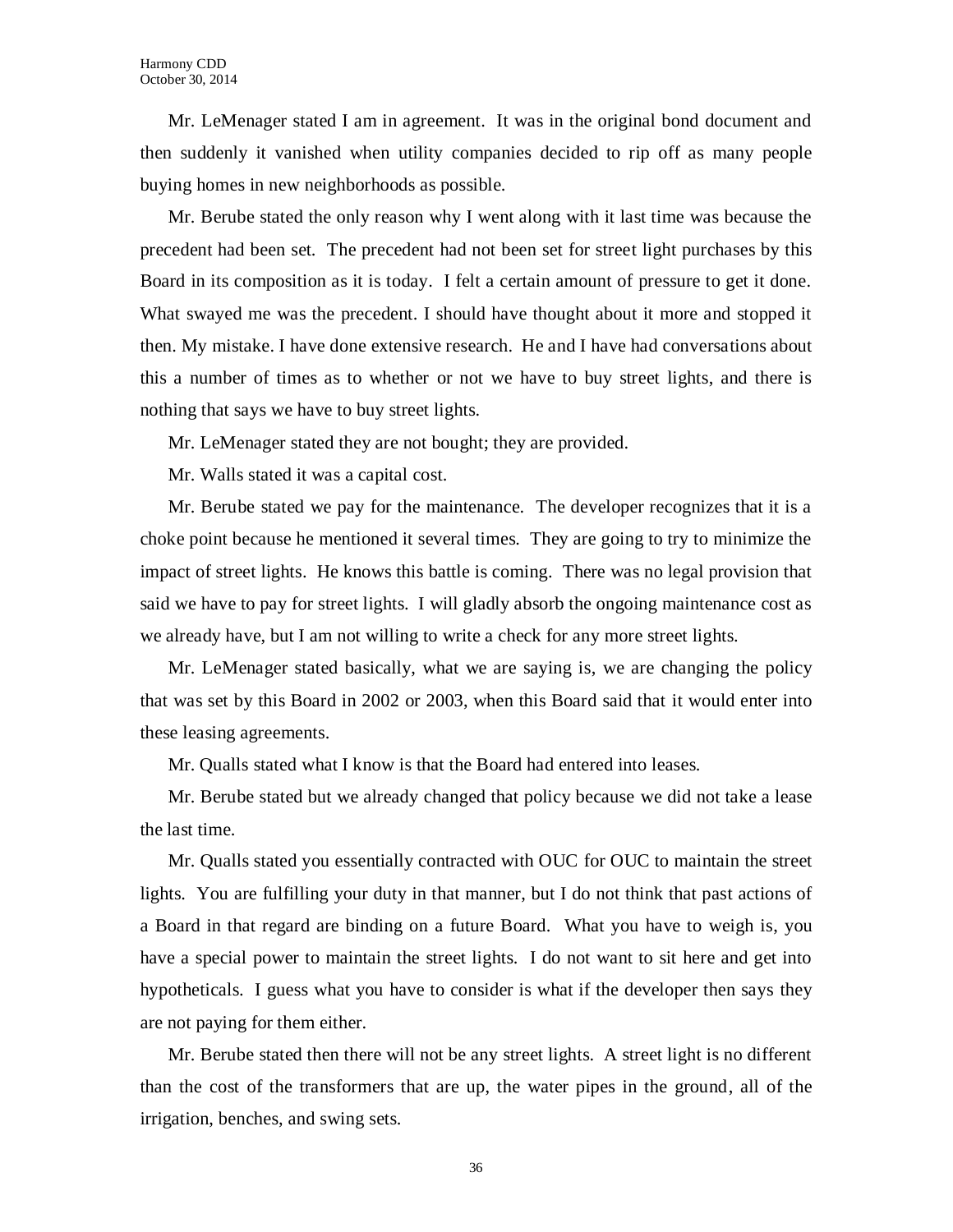Mr. LeMenager stated I am in agreement. It was in the original bond document and then suddenly it vanished when utility companies decided to rip off as many people buying homes in new neighborhoods as possible.

Mr. Berube stated the only reason why I went along with it last time was because the precedent had been set. The precedent had not been set for street light purchases by this Board in its composition as it is today. I felt a certain amount of pressure to get it done. What swayed me was the precedent. I should have thought about it more and stopped it then. My mistake. I have done extensive research. He and I have had conversations about this a number of times as to whether or not we have to buy street lights, and there is nothing that says we have to buy street lights.

Mr. LeMenager stated they are not bought; they are provided.

Mr. Walls stated it was a capital cost.

Mr. Berube stated we pay for the maintenance. The developer recognizes that it is a choke point because he mentioned it several times. They are going to try to minimize the impact of street lights. He knows this battle is coming. There was no legal provision that said we have to pay for street lights. I will gladly absorb the ongoing maintenance cost as we already have, but I am not willing to write a check for any more street lights.

Mr. LeMenager stated basically, what we are saying is, we are changing the policy that was set by this Board in 2002 or 2003, when this Board said that it would enter into these leasing agreements.

Mr. Qualls stated what I know is that the Board had entered into leases.

Mr. Berube stated but we already changed that policy because we did not take a lease the last time.

Mr. Qualls stated you essentially contracted with OUC for OUC to maintain the street lights. You are fulfilling your duty in that manner, but I do not think that past actions of a Board in that regard are binding on a future Board. What you have to weigh is, you have a special power to maintain the street lights. I do not want to sit here and get into hypotheticals. I guess what you have to consider is what if the developer then says they are not paying for them either.

Mr. Berube stated then there will not be any street lights. A street light is no different than the cost of the transformers that are up, the water pipes in the ground, all of the irrigation, benches, and swing sets.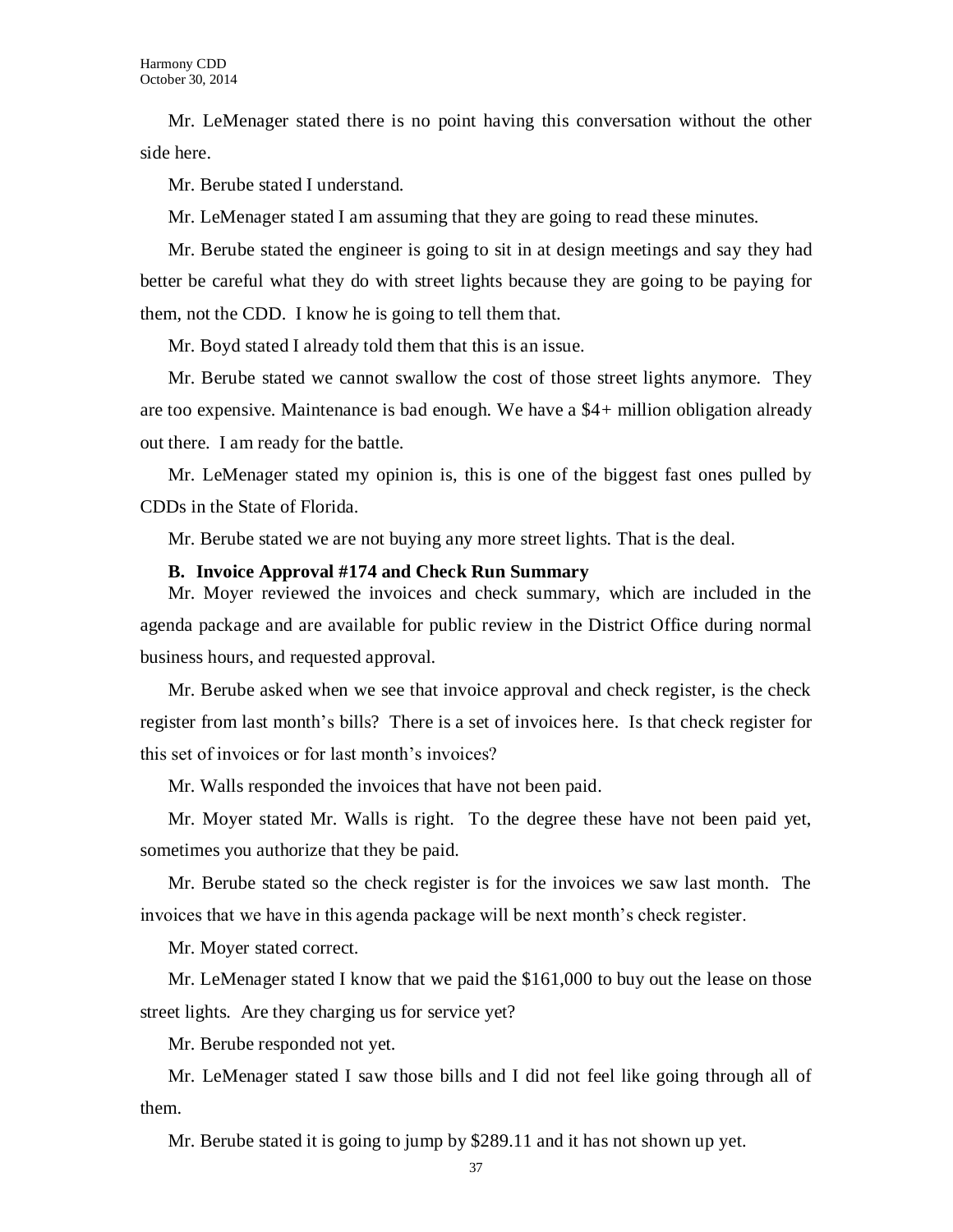Mr. LeMenager stated there is no point having this conversation without the other side here.

Mr. Berube stated I understand.

Mr. LeMenager stated I am assuming that they are going to read these minutes.

Mr. Berube stated the engineer is going to sit in at design meetings and say they had better be careful what they do with street lights because they are going to be paying for them, not the CDD. I know he is going to tell them that.

Mr. Boyd stated I already told them that this is an issue.

Mr. Berube stated we cannot swallow the cost of those street lights anymore. They are too expensive. Maintenance is bad enough. We have a $4+ million obligation already out there. I am ready for the battle.

Mr. LeMenager stated my opinion is, this is one of the biggest fast ones pulled by CDDs in the State of Florida.

Mr. Berube stated we are not buying any more street lights. That is the deal.

**B. Invoice Approval #174 and Check Run Summary**

Mr. Moyer reviewed the invoices and check summary, which are included in the agenda package and are available for public review in the District Office during normal business hours, and requested approval.

Mr. Berube asked when we see that invoice approval and check register, is the check register from last month's bills? There is a set of invoices here. Is that check register for this set of invoices or for last month's invoices?

Mr. Walls responded the invoices that have not been paid.

Mr. Moyer stated Mr. Walls is right. To the degree these have not been paid yet, sometimes you authorize that they be paid.

Mr. Berube stated so the check register is for the invoices we saw last month. The invoices that we have in this agenda package will be next month's check register.

Mr. Moyer stated correct.

Mr. LeMenager stated I know that we paid the $161,000 to buy out the lease on those street lights. Are they charging us for service yet?

Mr. Berube responded not yet.

Mr. LeMenager stated I saw those bills and I did not feel like going through all of them.

Mr. Berube stated it is going to jump by $289.11 and it has not shown up yet.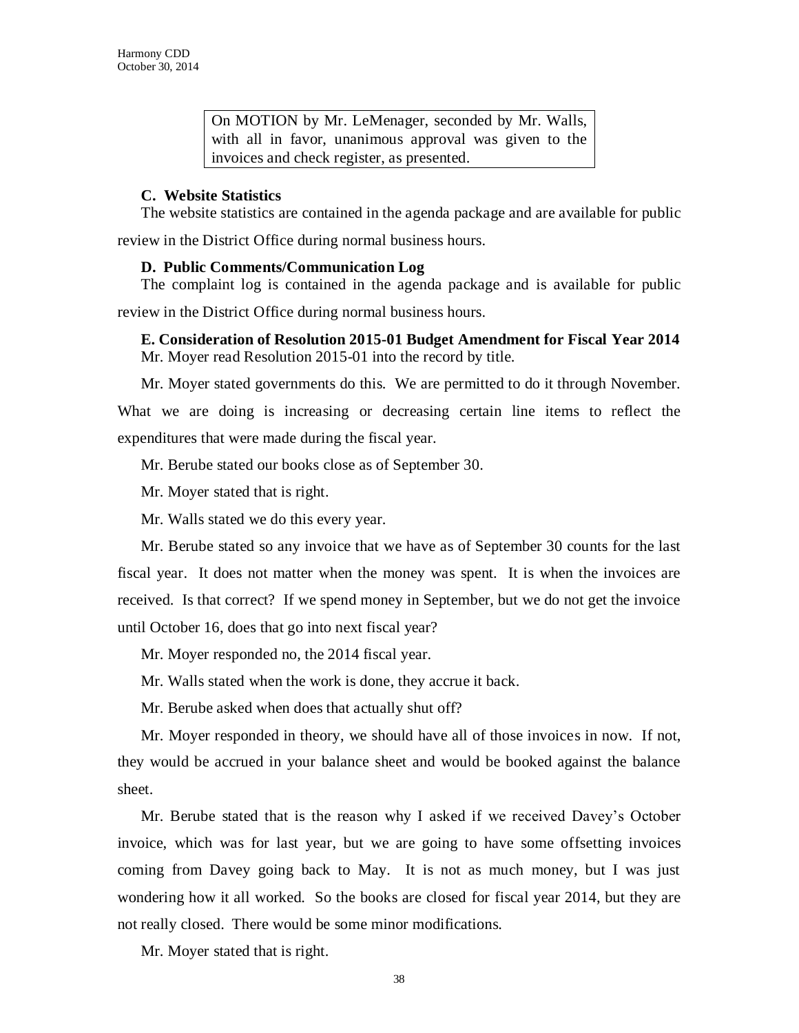> On MOTION by Mr. LeMenager, seconded by Mr. Walls, with all in favor, unanimous approval was given to the invoices and check register, as presented.

**C. Website Statistics**

The website statistics are contained in the agenda package and are available for public review in the District Office during normal business hours.

**D. Public Comments/Communication Log**

The complaint log is contained in the agenda package and is available for public review in the District Office during normal business hours.

**E. Consideration of Resolution 2015-01 Budget Amendment for Fiscal Year 2014**

Mr. Moyer read Resolution 2015-01 into the record by title.

Mr. Moyer stated governments do this. We are permitted to do it through November. What we are doing is increasing or decreasing certain line items to reflect the expenditures that were made during the fiscal year.

Mr. Berube stated our books close as of September 30.

Mr. Moyer stated that is right.

Mr. Walls stated we do this every year.

Mr. Berube stated so any invoice that we have as of September 30 counts for the last fiscal year. It does not matter when the money was spent. It is when the invoices are received. Is that correct? If we spend money in September, but we do not get the invoice until October 16, does that go into next fiscal year?

Mr. Moyer responded no, the 2014 fiscal year.

Mr. Walls stated when the work is done, they accrue it back.

Mr. Berube asked when does that actually shut off?

Mr. Moyer responded in theory, we should have all of those invoices in now. If not, they would be accrued in your balance sheet and would be booked against the balance sheet.

Mr. Berube stated that is the reason why I asked if we received Davey's October invoice, which was for last year, but we are going to have some offsetting invoices coming from Davey going back to May. It is not as much money, but I was just wondering how it all worked. So the books are closed for fiscal year 2014, but they are not really closed. There would be some minor modifications.

Mr. Moyer stated that is right.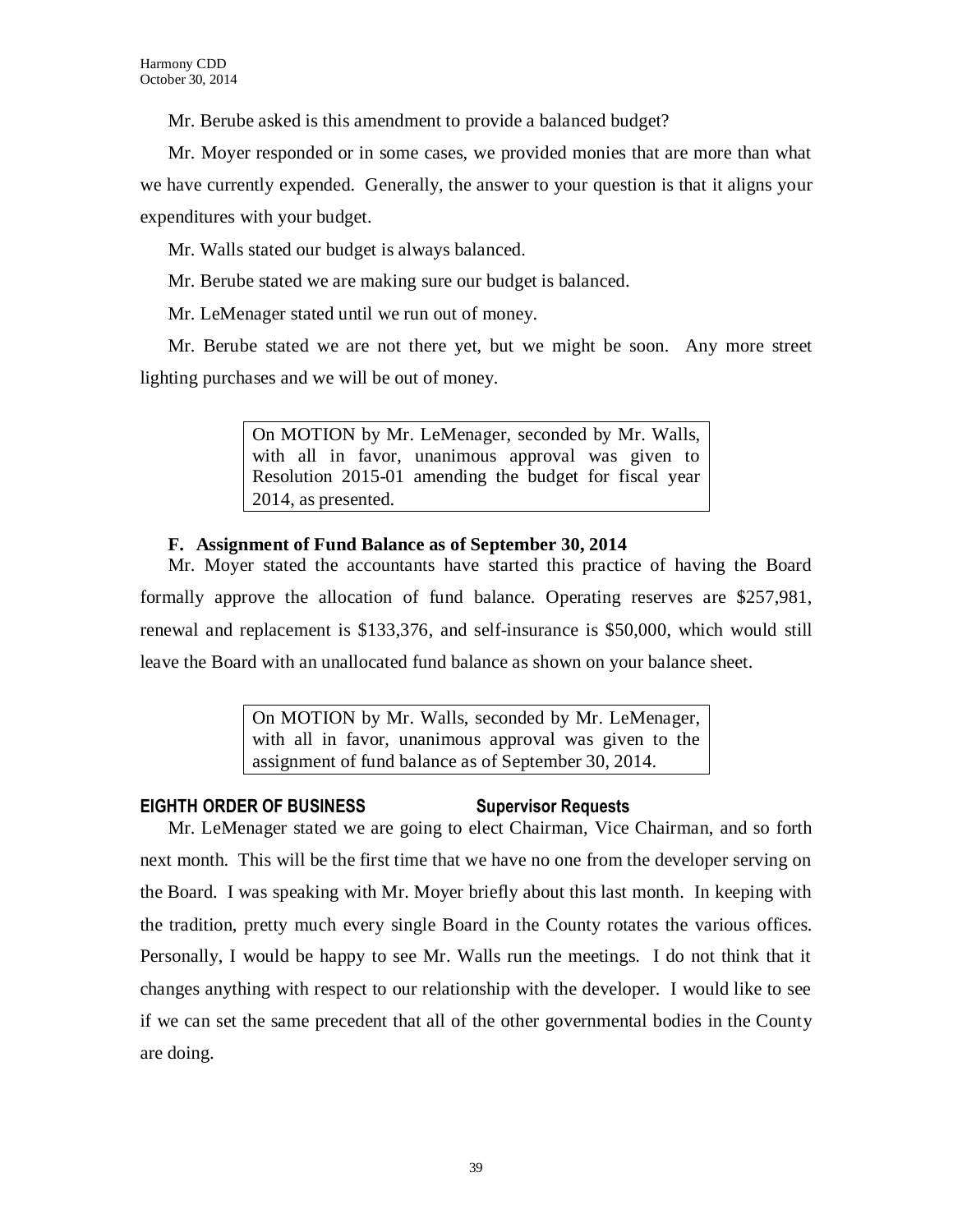Mr. Berube asked is this amendment to provide a balanced budget?

Mr. Moyer responded or in some cases, we provided monies that are more than what we have currently expended. Generally, the answer to your question is that it aligns your expenditures with your budget.

Mr. Walls stated our budget is always balanced.

Mr. Berube stated we are making sure our budget is balanced.

Mr. LeMenager stated until we run out of money.

Mr. Berube stated we are not there yet, but we might be soon. Any more street lighting purchases and we will be out of money.

> On MOTION by Mr. LeMenager, seconded by Mr. Walls, with all in favor, unanimous approval was given to Resolution 2015-01 amending the budget for fiscal year 2014, as presented.

**F. Assignment of Fund Balance as of September 30, 2014**

Mr. Moyer stated the accountants have started this practice of having the Board formally approve the allocation of fund balance. Operating reserves are $257,981, renewal and replacement is $133,376, and self-insurance is $50,000, which would still leave the Board with an unallocated fund balance as shown on your balance sheet.

> On MOTION by Mr. Walls, seconded by Mr. LeMenager, with all in favor, unanimous approval was given to the assignment of fund balance as of September 30, 2014.

## EIGHTH ORDER OF BUSINESS — Supervisor Requests

Mr. LeMenager stated we are going to elect Chairman, Vice Chairman, and so forth next month. This will be the first time that we have no one from the developer serving on the Board. I was speaking with Mr. Moyer briefly about this last month. In keeping with the tradition, pretty much every single Board in the County rotates the various offices. Personally, I would be happy to see Mr. Walls run the meetings. I do not think that it changes anything with respect to our relationship with the developer. I would like to see if we can set the same precedent that all of the other governmental bodies in the County are doing.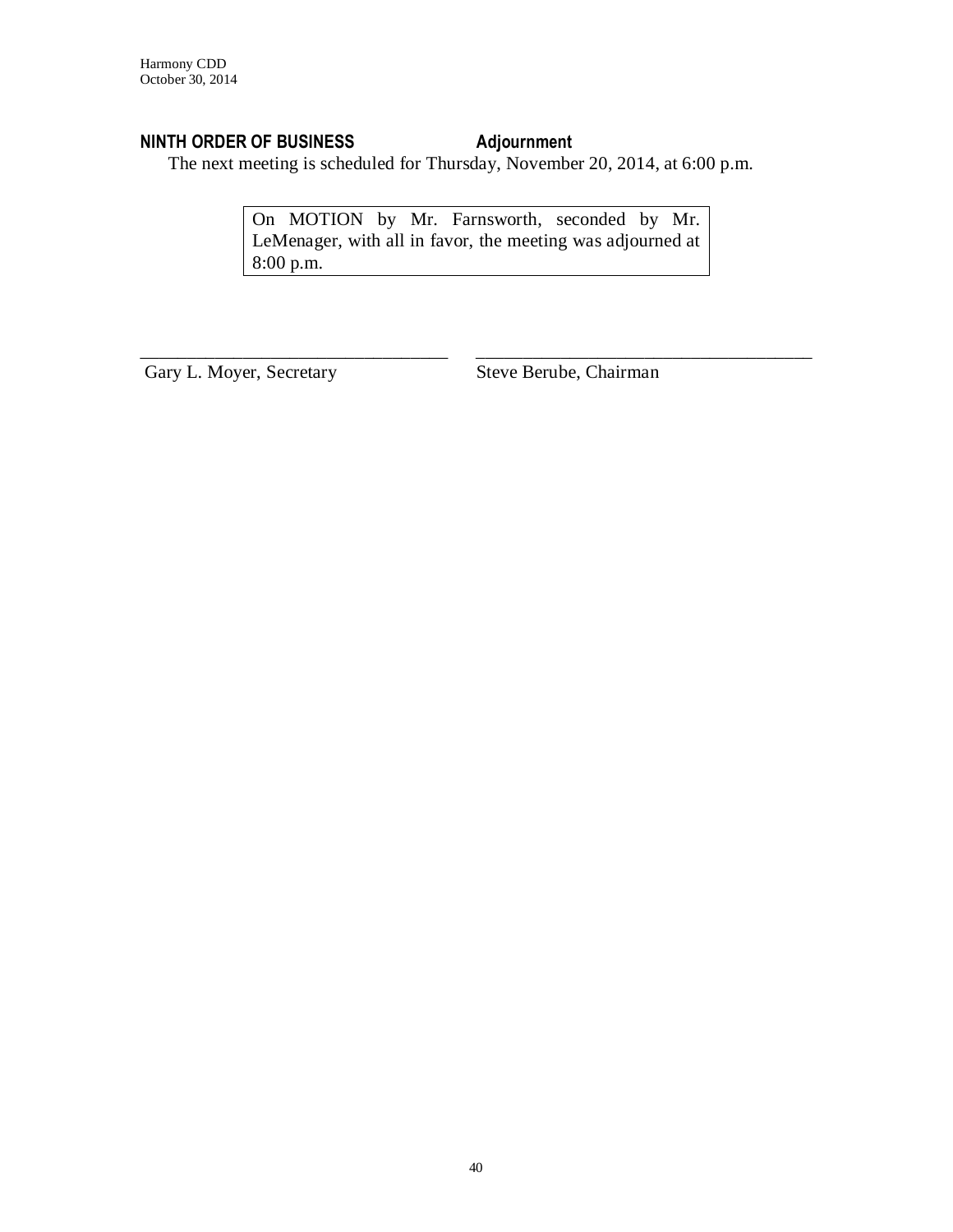**NINTH ORDER OF BUSINESS** **Adjournment**

The next meeting is scheduled for Thursday, November 20, 2014, at 6:00 p.m.

> On MOTION by Mr. Farnsworth, seconded by Mr. LeMenager, with all in favor, the meeting was adjourned at 8:00 p.m.

| | |
|---|---|
| ___________________________________ | _____________________________________ |
| Gary L. Moyer, Secretary | Steve Berube, Chairman |